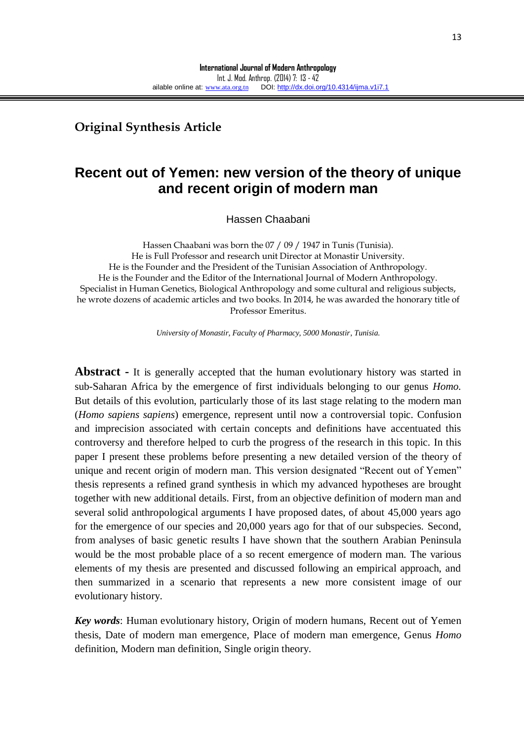**Original Synthesis Article**

# Recent out of Yemen: new version of the theory of unique and recent origin of modern man

Hassen Chaabani

Hassen Chaabani was born the 07 / 09 / 1947 in Tunis (Tunisia).
He is Full Professor and research unit Director at Monastir University.
He is the Founder and the President of the Tunisian Association of Anthropology.
He is the Founder and the Editor of the International Journal of Modern Anthropology.
Specialist in Human Genetics, Biological Anthropology and some cultural and religious subjects, he wrote dozens of academic articles and two books. In 2014, he was awarded the honorary title of Professor Emeritus.

*University of Monastir, Faculty of Pharmacy, 5000 Monastir, Tunisia.*

**Abstract -** It is generally accepted that the human evolutionary history was started in sub-Saharan Africa by the emergence of first individuals belonging to our genus *Homo.* But details of this evolution, particularly those of its last stage relating to the modern man (*Homo sapiens sapiens*) emergence, represent until now a controversial topic. Confusion and imprecision associated with certain concepts and definitions have accentuated this controversy and therefore helped to curb the progress of the research in this topic. In this paper I present these problems before presenting a new detailed version of the theory of unique and recent origin of modern man. This version designated "Recent out of Yemen" thesis represents a refined grand synthesis in which my advanced hypotheses are brought together with new additional details. First, from an objective definition of modern man and several solid anthropological arguments I have proposed dates, of about 45,000 years ago for the emergence of our species and 20,000 years ago for that of our subspecies. Second, from analyses of basic genetic results I have shown that the southern Arabian Peninsula would be the most probable place of a so recent emergence of modern man. The various elements of my thesis are presented and discussed following an empirical approach, and then summarized in a scenario that represents a new more consistent image of our evolutionary history.

***Key words***: Human evolutionary history, Origin of modern humans, Recent out of Yemen thesis, Date of modern man emergence, Place of modern man emergence, Genus *Homo* definition, Modern man definition, Single origin theory.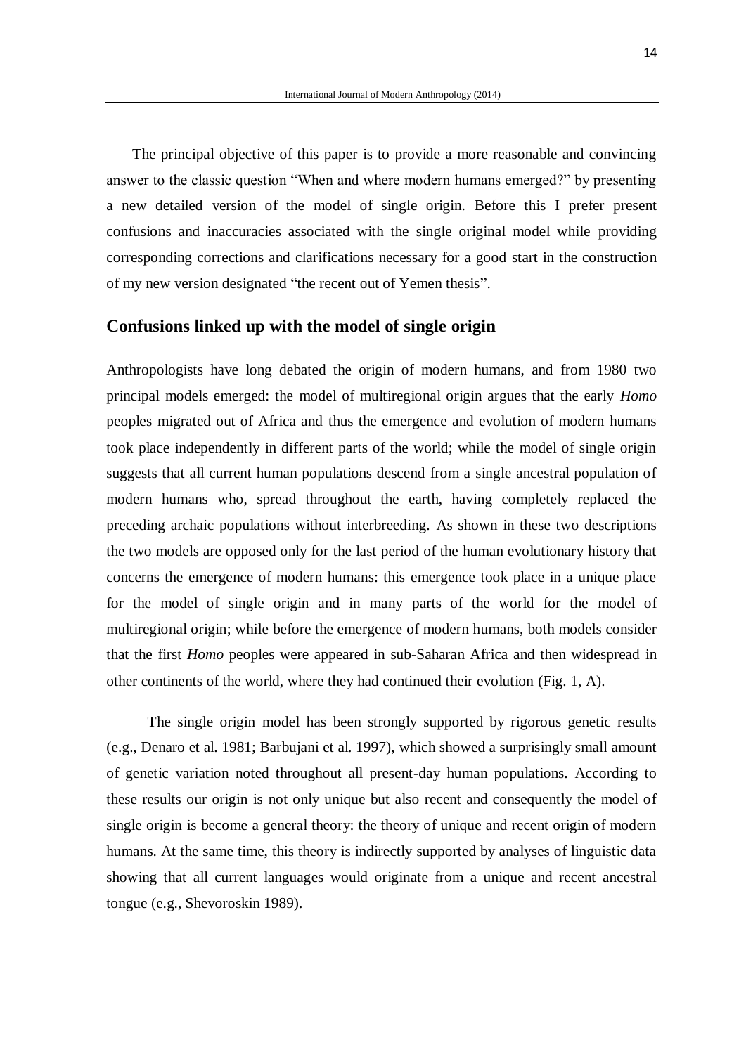The principal objective of this paper is to provide a more reasonable and convincing answer to the classic question "When and where modern humans emerged?" by presenting a new detailed version of the model of single origin. Before this I prefer present confusions and inaccuracies associated with the single original model while providing corresponding corrections and clarifications necessary for a good start in the construction of my new version designated "the recent out of Yemen thesis".

## Confusions linked up with the model of single origin

Anthropologists have long debated the origin of modern humans, and from 1980 two principal models emerged: the model of multiregional origin argues that the early *Homo* peoples migrated out of Africa and thus the emergence and evolution of modern humans took place independently in different parts of the world; while the model of single origin suggests that all current human populations descend from a single ancestral population of modern humans who, spread throughout the earth, having completely replaced the preceding archaic populations without interbreeding. As shown in these two descriptions the two models are opposed only for the last period of the human evolutionary history that concerns the emergence of modern humans: this emergence took place in a unique place for the model of single origin and in many parts of the world for the model of multiregional origin; while before the emergence of modern humans, both models consider that the first *Homo* peoples were appeared in sub-Saharan Africa and then widespread in other continents of the world, where they had continued their evolution (Fig. 1, A).

The single origin model has been strongly supported by rigorous genetic results (e.g., Denaro et al. 1981; Barbujani et al. 1997), which showed a surprisingly small amount of genetic variation noted throughout all present-day human populations. According to these results our origin is not only unique but also recent and consequently the model of single origin is become a general theory: the theory of unique and recent origin of modern humans. At the same time, this theory is indirectly supported by analyses of linguistic data showing that all current languages would originate from a unique and recent ancestral tongue (e.g., Shevoroskin 1989).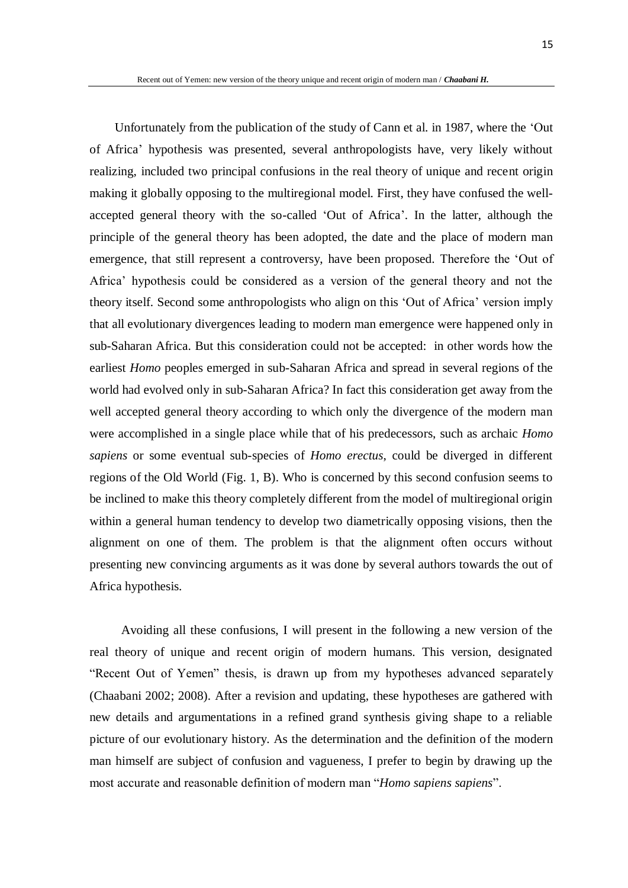Unfortunately from the publication of the study of Cann et al. in 1987, where the 'Out of Africa' hypothesis was presented, several anthropologists have, very likely without realizing, included two principal confusions in the real theory of unique and recent origin making it globally opposing to the multiregional model. First, they have confused the well-accepted general theory with the so-called 'Out of Africa'. In the latter, although the principle of the general theory has been adopted, the date and the place of modern man emergence, that still represent a controversy, have been proposed. Therefore the 'Out of Africa' hypothesis could be considered as a version of the general theory and not the theory itself. Second some anthropologists who align on this 'Out of Africa' version imply that all evolutionary divergences leading to modern man emergence were happened only in sub-Saharan Africa. But this consideration could not be accepted: in other words how the earliest *Homo* peoples emerged in sub-Saharan Africa and spread in several regions of the world had evolved only in sub-Saharan Africa? In fact this consideration get away from the well accepted general theory according to which only the divergence of the modern man were accomplished in a single place while that of his predecessors, such as archaic *Homo sapiens* or some eventual sub-species of *Homo erectus*, could be diverged in different regions of the Old World (Fig. 1, B). Who is concerned by this second confusion seems to be inclined to make this theory completely different from the model of multiregional origin within a general human tendency to develop two diametrically opposing visions, then the alignment on one of them. The problem is that the alignment often occurs without presenting new convincing arguments as it was done by several authors towards the out of Africa hypothesis.

Avoiding all these confusions, I will present in the following a new version of the real theory of unique and recent origin of modern humans. This version, designated "Recent Out of Yemen" thesis, is drawn up from my hypotheses advanced separately (Chaabani 2002; 2008). After a revision and updating, these hypotheses are gathered with new details and argumentations in a refined grand synthesis giving shape to a reliable picture of our evolutionary history. As the determination and the definition of the modern man himself are subject of confusion and vagueness, I prefer to begin by drawing up the most accurate and reasonable definition of modern man "*Homo sapiens sapiens*".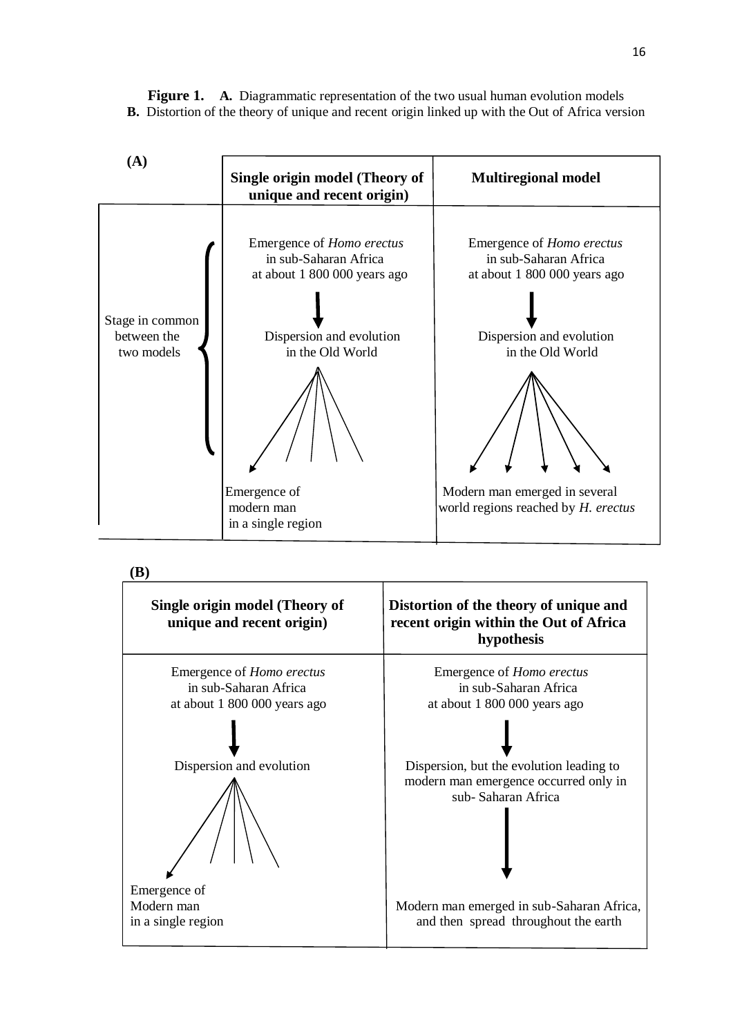**Figure 1.** **A.** Diagrammatic representation of the two usual human evolution models
**B.** Distortion of the theory of unique and recent origin linked up with the Out of Africa version

**(A)**

| | Single origin model (Theory of unique and recent origin) | Multiregional model |
|---|---|---|
| Stage in common between the two models | Emergence of *Homo erectus* in sub-Saharan Africa at about 1 800 000 years ago | Emergence of *Homo erectus* in sub-Saharan Africa at about 1 800 000 years ago |
| | ↓ | ↓ |
| | Dispersion and evolution in the Old World | Dispersion and evolution in the Old World |
| | Emergence of modern man in a single region | Modern man emerged in several world regions reached by *H. erectus* |

**(B)**

| Single origin model (Theory of unique and recent origin) | Distortion of the theory of unique and recent origin within the Out of Africa hypothesis |
|---|---|
| Emergence of *Homo erectus* in sub-Saharan Africa at about 1 800 000 years ago | Emergence of *Homo erectus* in sub-Saharan Africa at about 1 800 000 years ago |
| ↓ | ↓ |
| Dispersion and evolution | Dispersion, but the evolution leading to modern man emergence occurred only in sub- Saharan Africa |
| | ↓ |
| Emergence of Modern man in a single region | Modern man emerged in sub-Saharan Africa, and then spread throughout the earth |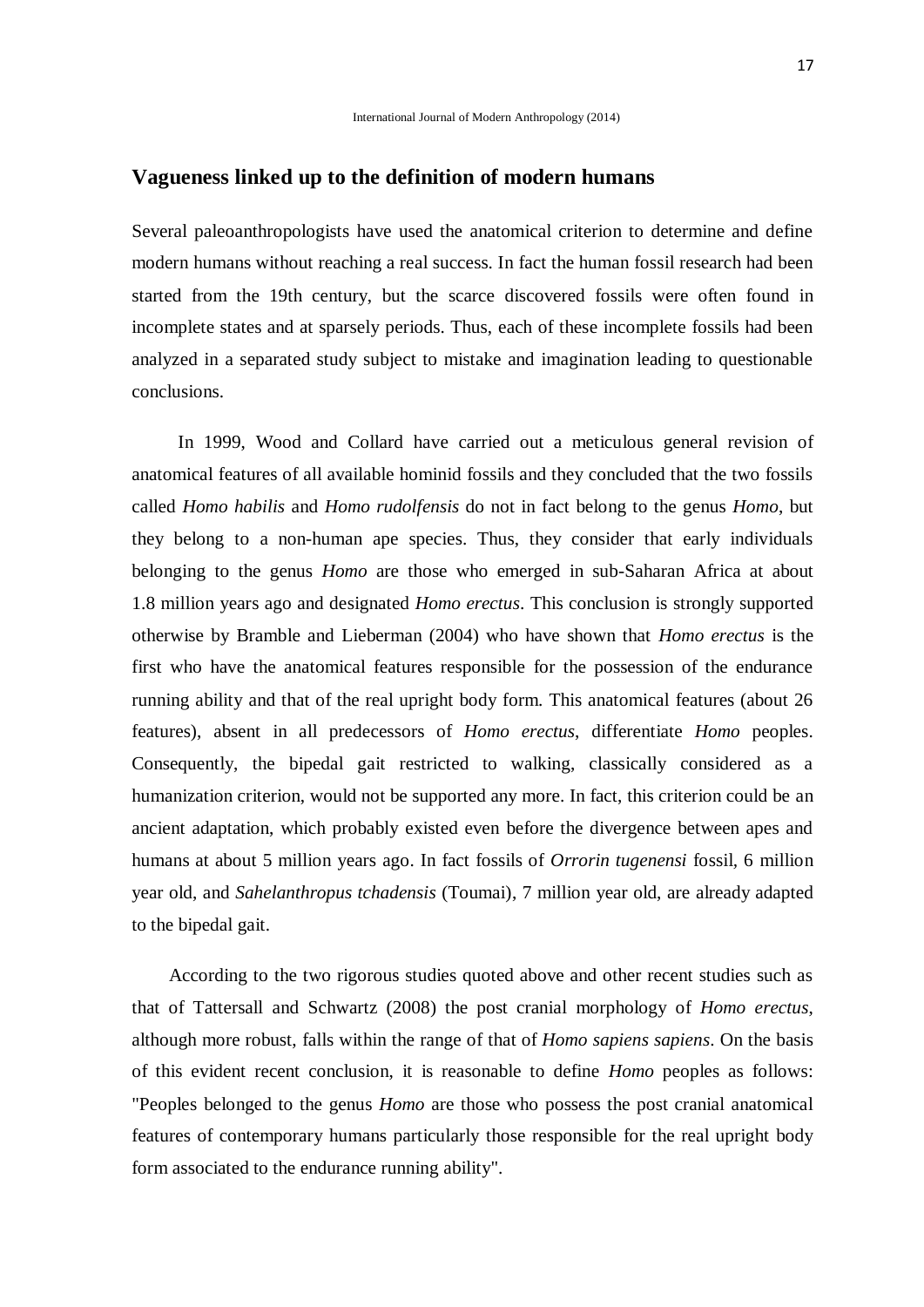## Vagueness linked up to the definition of modern humans

Several paleoanthropologists have used the anatomical criterion to determine and define modern humans without reaching a real success. In fact the human fossil research had been started from the 19th century, but the scarce discovered fossils were often found in incomplete states and at sparsely periods. Thus, each of these incomplete fossils had been analyzed in a separated study subject to mistake and imagination leading to questionable conclusions.

In 1999, Wood and Collard have carried out a meticulous general revision of anatomical features of all available hominid fossils and they concluded that the two fossils called *Homo habilis* and *Homo rudolfensis* do not in fact belong to the genus *Homo*, but they belong to a non-human ape species. Thus, they consider that early individuals belonging to the genus *Homo* are those who emerged in sub-Saharan Africa at about 1.8 million years ago and designated *Homo erectus*. This conclusion is strongly supported otherwise by Bramble and Lieberman (2004) who have shown that *Homo erectus* is the first who have the anatomical features responsible for the possession of the endurance running ability and that of the real upright body form. This anatomical features (about 26 features), absent in all predecessors of *Homo erectus*, differentiate *Homo* peoples. Consequently, the bipedal gait restricted to walking, classically considered as a humanization criterion, would not be supported any more. In fact, this criterion could be an ancient adaptation, which probably existed even before the divergence between apes and humans at about 5 million years ago. In fact fossils of *Orrorin tugenensi* fossil, 6 million year old, and *Sahelanthropus tchadensis* (Toumai), 7 million year old, are already adapted to the bipedal gait.

According to the two rigorous studies quoted above and other recent studies such as that of Tattersall and Schwartz (2008) the post cranial morphology of *Homo erectus*, although more robust, falls within the range of that of *Homo sapiens sapiens*. On the basis of this evident recent conclusion, it is reasonable to define *Homo* peoples as follows: "Peoples belonged to the genus *Homo* are those who possess the post cranial anatomical features of contemporary humans particularly those responsible for the real upright body form associated to the endurance running ability".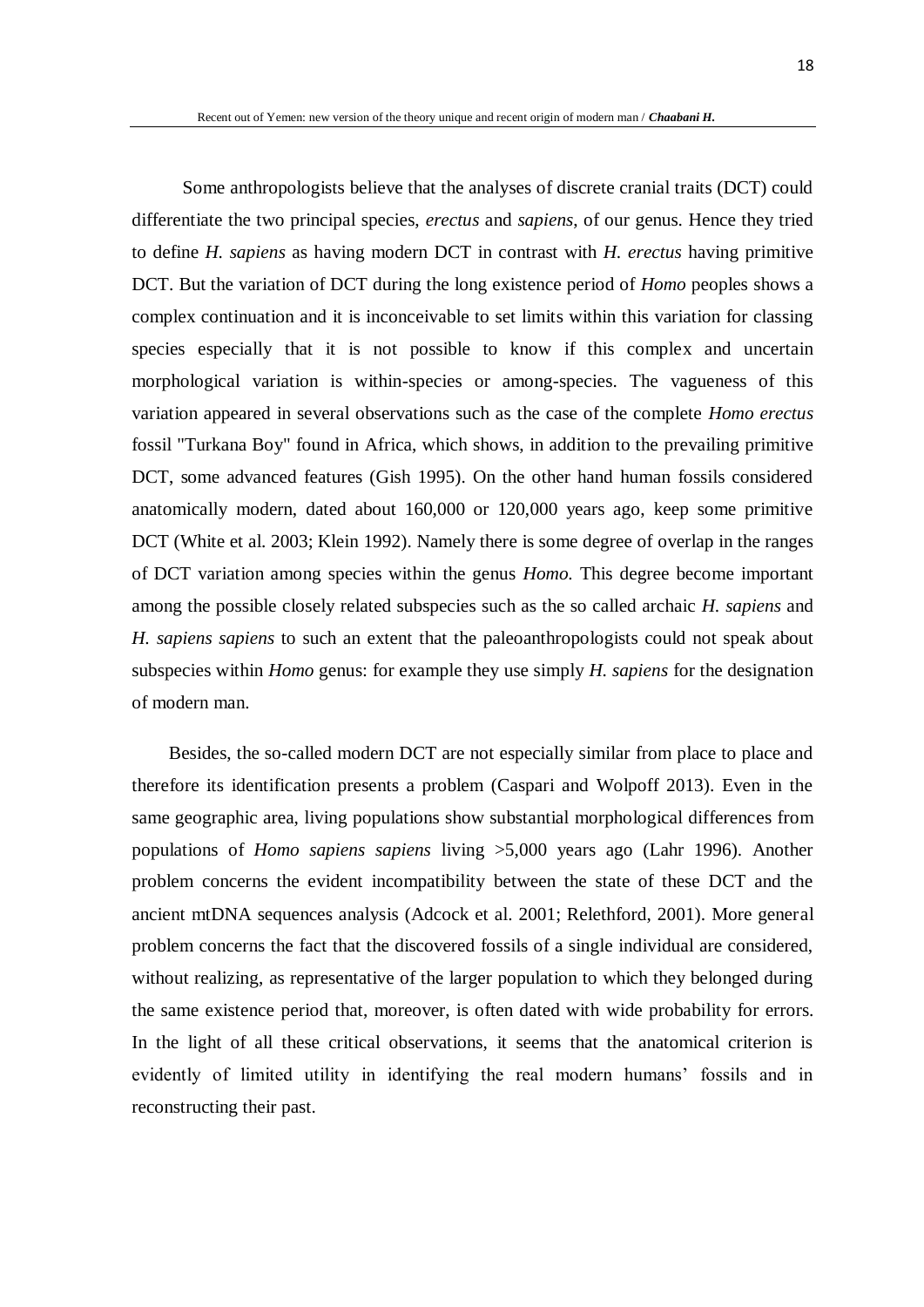Some anthropologists believe that the analyses of discrete cranial traits (DCT) could differentiate the two principal species, *erectus* and *sapiens*, of our genus. Hence they tried to define *H. sapiens* as having modern DCT in contrast with *H. erectus* having primitive DCT. But the variation of DCT during the long existence period of *Homo* peoples shows a complex continuation and it is inconceivable to set limits within this variation for classing species especially that it is not possible to know if this complex and uncertain morphological variation is within-species or among-species. The vagueness of this variation appeared in several observations such as the case of the complete *Homo erectus* fossil "Turkana Boy" found in Africa, which shows, in addition to the prevailing primitive DCT, some advanced features (Gish 1995). On the other hand human fossils considered anatomically modern, dated about 160,000 or 120,000 years ago, keep some primitive DCT (White et al. 2003; Klein 1992). Namely there is some degree of overlap in the ranges of DCT variation among species within the genus *Homo*. This degree become important among the possible closely related subspecies such as the so called archaic *H. sapiens* and *H. sapiens sapiens* to such an extent that the paleoanthropologists could not speak about subspecies within *Homo* genus: for example they use simply *H. sapiens* for the designation of modern man.

Besides, the so-called modern DCT are not especially similar from place to place and therefore its identification presents a problem (Caspari and Wolpoff 2013). Even in the same geographic area, living populations show substantial morphological differences from populations of *Homo sapiens sapiens* living >5,000 years ago (Lahr 1996). Another problem concerns the evident incompatibility between the state of these DCT and the ancient mtDNA sequences analysis (Adcock et al. 2001; Relethford, 2001). More general problem concerns the fact that the discovered fossils of a single individual are considered, without realizing, as representative of the larger population to which they belonged during the same existence period that, moreover, is often dated with wide probability for errors. In the light of all these critical observations, it seems that the anatomical criterion is evidently of limited utility in identifying the real modern humans' fossils and in reconstructing their past.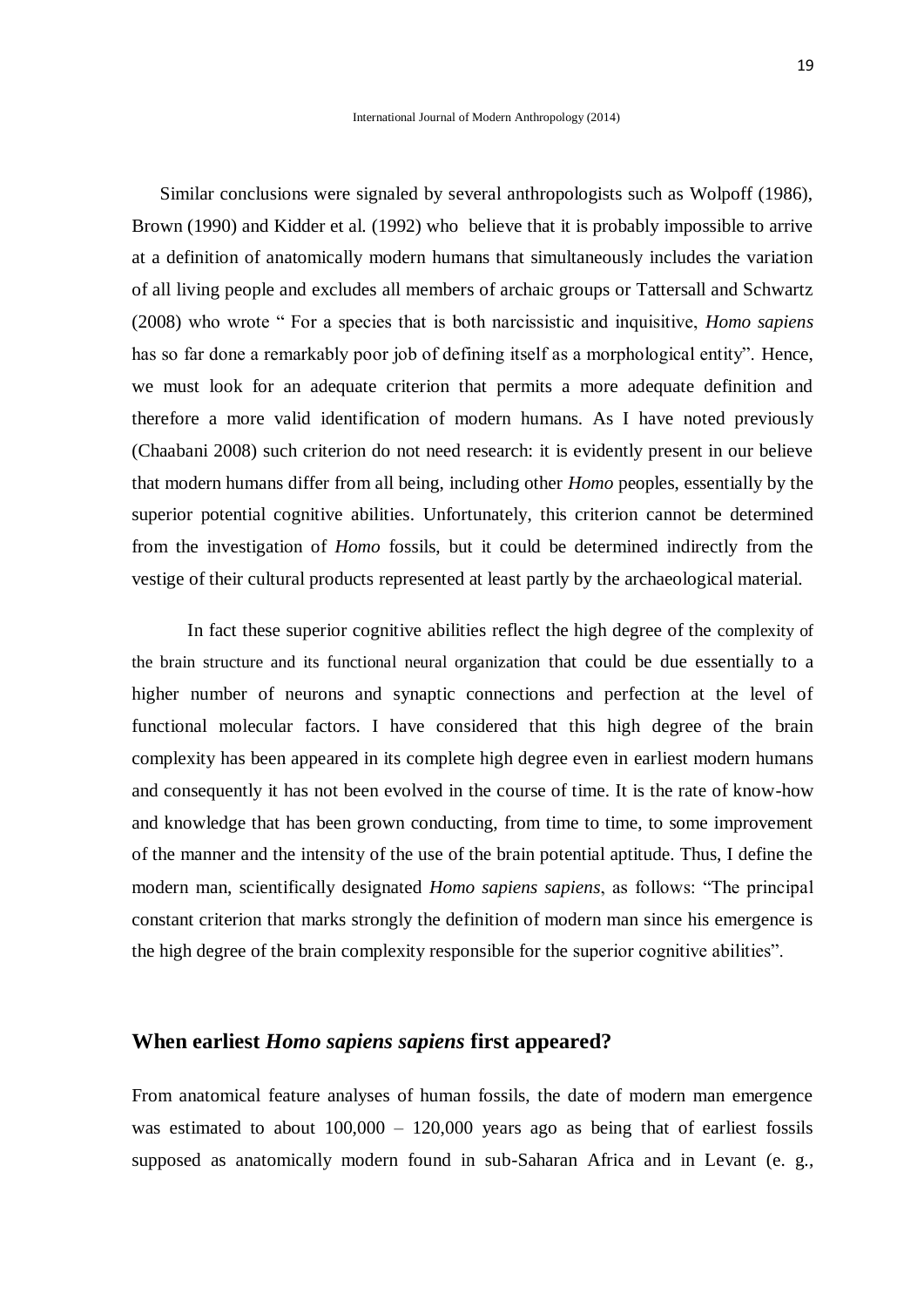Similar conclusions were signaled by several anthropologists such as Wolpoff (1986), Brown (1990) and Kidder et al. (1992) who believe that it is probably impossible to arrive at a definition of anatomically modern humans that simultaneously includes the variation of all living people and excludes all members of archaic groups or Tattersall and Schwartz (2008) who wrote " For a species that is both narcissistic and inquisitive, *Homo sapiens* has so far done a remarkably poor job of defining itself as a morphological entity". Hence, we must look for an adequate criterion that permits a more adequate definition and therefore a more valid identification of modern humans. As I have noted previously (Chaabani 2008) such criterion do not need research: it is evidently present in our believe that modern humans differ from all being, including other *Homo* peoples, essentially by the superior potential cognitive abilities. Unfortunately, this criterion cannot be determined from the investigation of *Homo* fossils, but it could be determined indirectly from the vestige of their cultural products represented at least partly by the archaeological material.

In fact these superior cognitive abilities reflect the high degree of the complexity of the brain structure and its functional neural organization that could be due essentially to a higher number of neurons and synaptic connections and perfection at the level of functional molecular factors. I have considered that this high degree of the brain complexity has been appeared in its complete high degree even in earliest modern humans and consequently it has not been evolved in the course of time. It is the rate of know-how and knowledge that has been grown conducting, from time to time, to some improvement of the manner and the intensity of the use of the brain potential aptitude. Thus, I define the modern man, scientifically designated *Homo sapiens sapiens*, as follows: "The principal constant criterion that marks strongly the definition of modern man since his emergence is the high degree of the brain complexity responsible for the superior cognitive abilities".

## When earliest *Homo sapiens sapiens* first appeared?

From anatomical feature analyses of human fossils, the date of modern man emergence was estimated to about 100,000 – 120,000 years ago as being that of earliest fossils supposed as anatomically modern found in sub-Saharan Africa and in Levant (e. g.,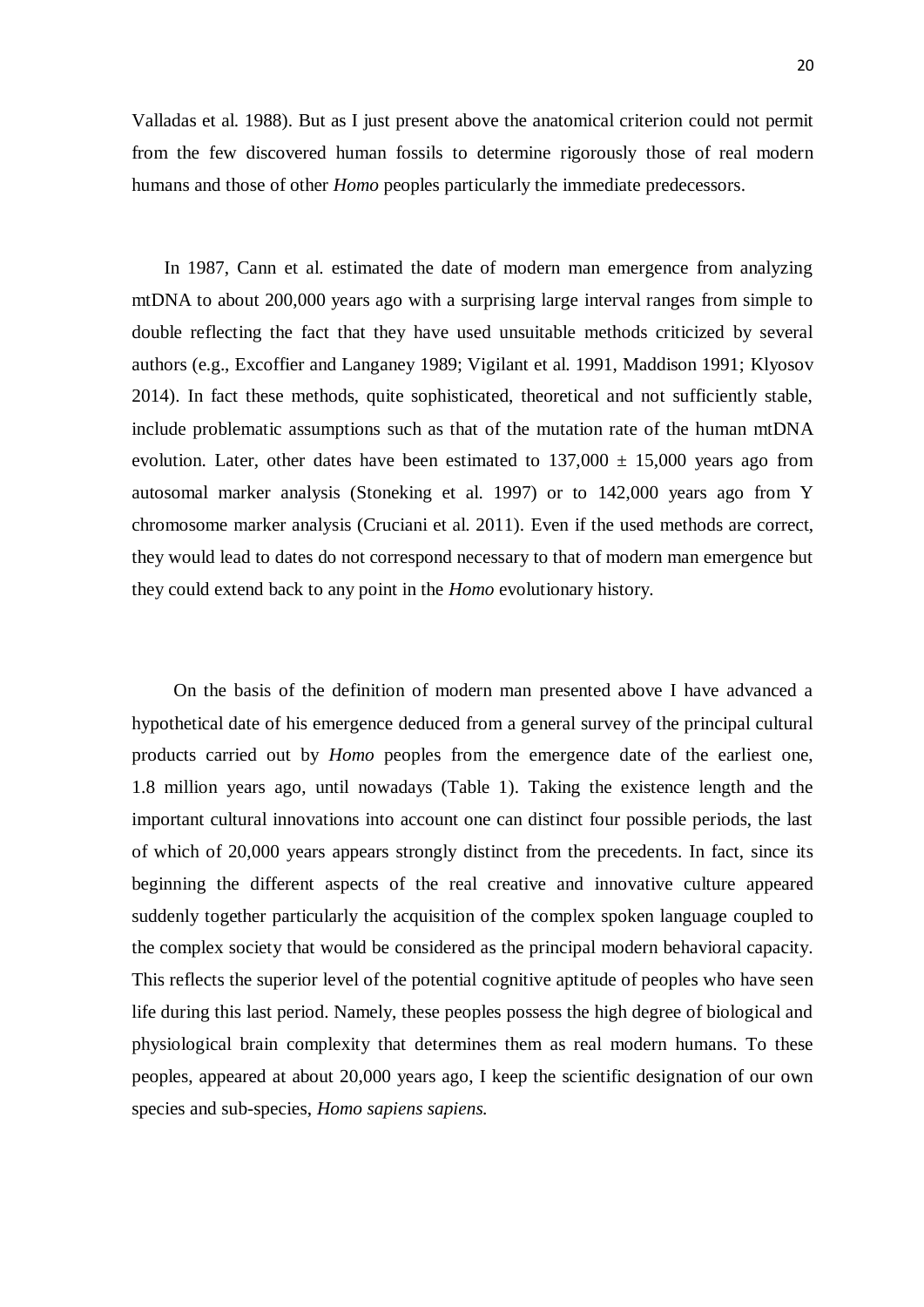Valladas et al. 1988). But as I just present above the anatomical criterion could not permit from the few discovered human fossils to determine rigorously those of real modern humans and those of other *Homo* peoples particularly the immediate predecessors.

In 1987, Cann et al. estimated the date of modern man emergence from analyzing mtDNA to about 200,000 years ago with a surprising large interval ranges from simple to double reflecting the fact that they have used unsuitable methods criticized by several authors (e.g., Excoffier and Langaney 1989; Vigilant et al. 1991, Maddison 1991; Klyosov 2014). In fact these methods, quite sophisticated, theoretical and not sufficiently stable, include problematic assumptions such as that of the mutation rate of the human mtDNA evolution. Later, other dates have been estimated to 137,000 ± 15,000 years ago from autosomal marker analysis (Stoneking et al. 1997) or to 142,000 years ago from Y chromosome marker analysis (Cruciani et al. 2011). Even if the used methods are correct, they would lead to dates do not correspond necessary to that of modern man emergence but they could extend back to any point in the *Homo* evolutionary history.

On the basis of the definition of modern man presented above I have advanced a hypothetical date of his emergence deduced from a general survey of the principal cultural products carried out by *Homo* peoples from the emergence date of the earliest one, 1.8 million years ago, until nowadays (Table 1). Taking the existence length and the important cultural innovations into account one can distinct four possible periods, the last of which of 20,000 years appears strongly distinct from the precedents. In fact, since its beginning the different aspects of the real creative and innovative culture appeared suddenly together particularly the acquisition of the complex spoken language coupled to the complex society that would be considered as the principal modern behavioral capacity. This reflects the superior level of the potential cognitive aptitude of peoples who have seen life during this last period. Namely, these peoples possess the high degree of biological and physiological brain complexity that determines them as real modern humans. To these peoples, appeared at about 20,000 years ago, I keep the scientific designation of our own species and sub-species, *Homo sapiens sapiens.*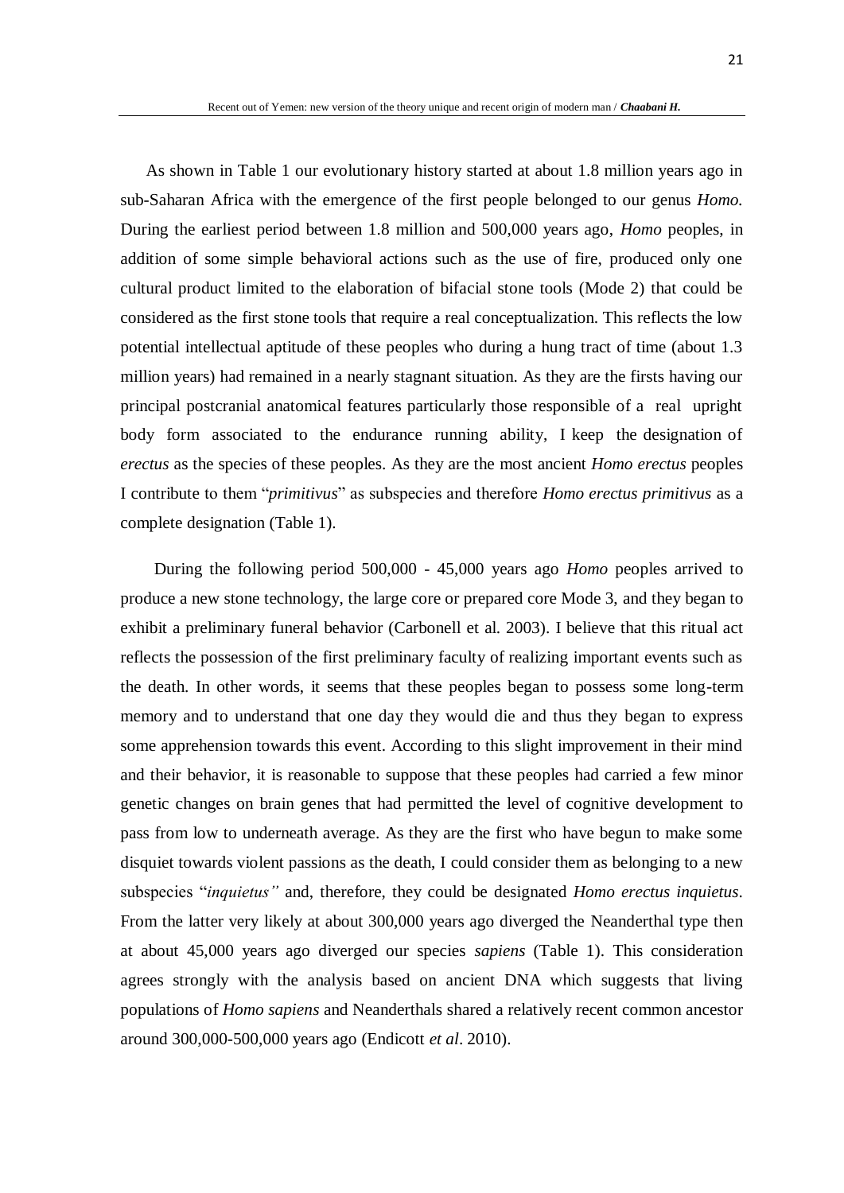As shown in Table 1 our evolutionary history started at about 1.8 million years ago in sub-Saharan Africa with the emergence of the first people belonged to our genus *Homo.* During the earliest period between 1.8 million and 500,000 years ago, *Homo* peoples, in addition of some simple behavioral actions such as the use of fire, produced only one cultural product limited to the elaboration of bifacial stone tools (Mode 2) that could be considered as the first stone tools that require a real conceptualization. This reflects the low potential intellectual aptitude of these peoples who during a hung tract of time (about 1.3 million years) had remained in a nearly stagnant situation. As they are the firsts having our principal postcranial anatomical features particularly those responsible of a real upright body form associated to the endurance running ability, I keep the designation of *erectus* as the species of these peoples. As they are the most ancient *Homo erectus* peoples I contribute to them "*primitivus*" as subspecies and therefore *Homo erectus primitivus* as a complete designation (Table 1).

During the following period 500,000 - 45,000 years ago *Homo* peoples arrived to produce a new stone technology, the large core or prepared core Mode 3, and they began to exhibit a preliminary funeral behavior (Carbonell et al. 2003). I believe that this ritual act reflects the possession of the first preliminary faculty of realizing important events such as the death. In other words, it seems that these peoples began to possess some long-term memory and to understand that one day they would die and thus they began to express some apprehension towards this event. According to this slight improvement in their mind and their behavior, it is reasonable to suppose that these peoples had carried a few minor genetic changes on brain genes that had permitted the level of cognitive development to pass from low to underneath average. As they are the first who have begun to make some disquiet towards violent passions as the death, I could consider them as belonging to a new subspecies "*inquietus"* and, therefore, they could be designated *Homo erectus inquietus*. From the latter very likely at about 300,000 years ago diverged the Neanderthal type then at about 45,000 years ago diverged our species *sapiens* (Table 1). This consideration agrees strongly with the analysis based on ancient DNA which suggests that living populations of *Homo sapiens* and Neanderthals shared a relatively recent common ancestor around 300,000-500,000 years ago (Endicott *et al*. 2010).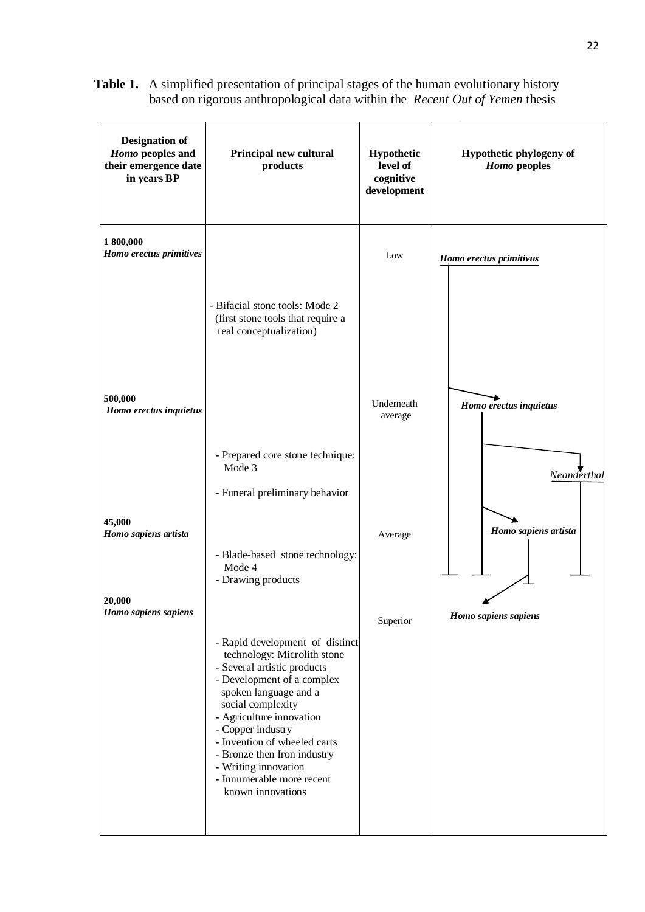**Table 1.** A simplified presentation of principal stages of the human evolutionary history based on rigorous anthropological data within the *Recent Out of Yemen* thesis

| Designation of *Homo* peoples and their emergence date in years BP | Principal new cultural products | Hypothetic level of cognitive development | Hypothetic phylogeny of *Homo* peoples |
|---|---|---|---|
| **1 800,000** ***Homo erectus primitives*** | | Low | ***Homo erectus primitivus*** |
| | - Bifacial stone tools: Mode 2 (first stone tools that require a real conceptualization) | | |
| **500,000** ***Homo erectus inquietus*** | | Underneath average | ***Homo erectus inquietus*** |
| | - Prepared core stone technique: Mode 3<br>- Funeral preliminary behavior | | *Neanderthal* |
| **45,000** ***Homo sapiens artista*** | | Average | ***Homo sapiens artista*** |
| | - Blade-based stone technology: Mode 4<br>- Drawing products | | |
| **20,000** ***Homo sapiens sapiens*** | | Superior | ***Homo sapiens sapiens*** |
| | - Rapid development of distinct technology: Microlith stone<br>- Several artistic products<br>- Development of a complex spoken language and a social complexity<br>- Agriculture innovation<br>- Copper industry<br>- Invention of wheeled carts<br>- Bronze then Iron industry<br>- Writing innovation<br>- Innumerable more recent known innovations | | |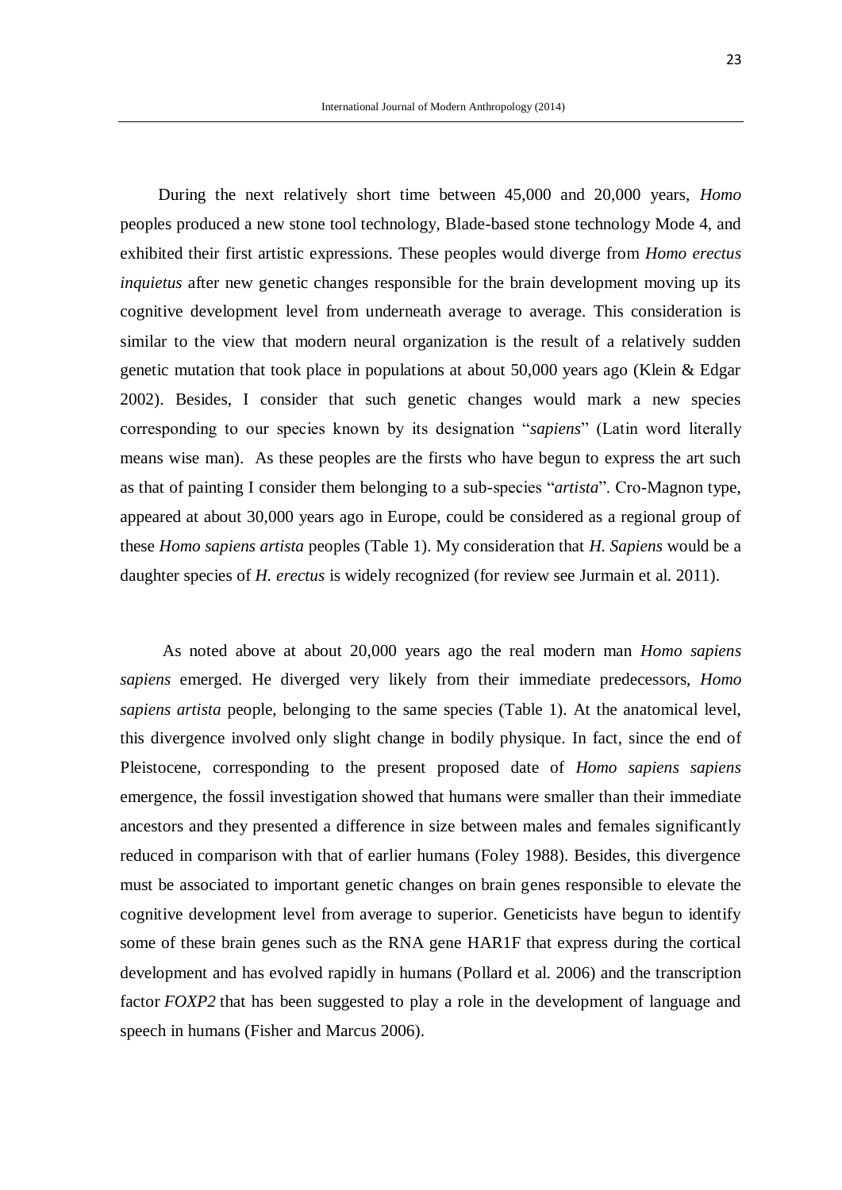During the next relatively short time between 45,000 and 20,000 years, *Homo* peoples produced a new stone tool technology, Blade-based stone technology Mode 4, and exhibited their first artistic expressions. These peoples would diverge from *Homo erectus inquietus* after new genetic changes responsible for the brain development moving up its cognitive development level from underneath average to average. This consideration is similar to the view that modern neural organization is the result of a relatively sudden genetic mutation that took place in populations at about 50,000 years ago (Klein & Edgar 2002). Besides, I consider that such genetic changes would mark a new species corresponding to our species known by its designation "*sapiens*" (Latin word literally means wise man). As these peoples are the firsts who have begun to express the art such as that of painting I consider them belonging to a sub-species "*artista*". Cro-Magnon type, appeared at about 30,000 years ago in Europe, could be considered as a regional group of these *Homo sapiens artista* peoples (Table 1). My consideration that *H. Sapiens* would be a daughter species of *H. erectus* is widely recognized (for review see Jurmain et al. 2011).

As noted above at about 20,000 years ago the real modern man *Homo sapiens sapiens* emerged. He diverged very likely from their immediate predecessors, *Homo sapiens artista* people, belonging to the same species (Table 1). At the anatomical level, this divergence involved only slight change in bodily physique. In fact, since the end of Pleistocene, corresponding to the present proposed date of *Homo sapiens sapiens* emergence, the fossil investigation showed that humans were smaller than their immediate ancestors and they presented a difference in size between males and females significantly reduced in comparison with that of earlier humans (Foley 1988). Besides, this divergence must be associated to important genetic changes on brain genes responsible to elevate the cognitive development level from average to superior. Geneticists have begun to identify some of these brain genes such as the RNA gene HAR1F that express during the cortical development and has evolved rapidly in humans (Pollard et al. 2006) and the transcription factor *FOXP2* that has been suggested to play a role in the development of language and speech in humans (Fisher and Marcus 2006).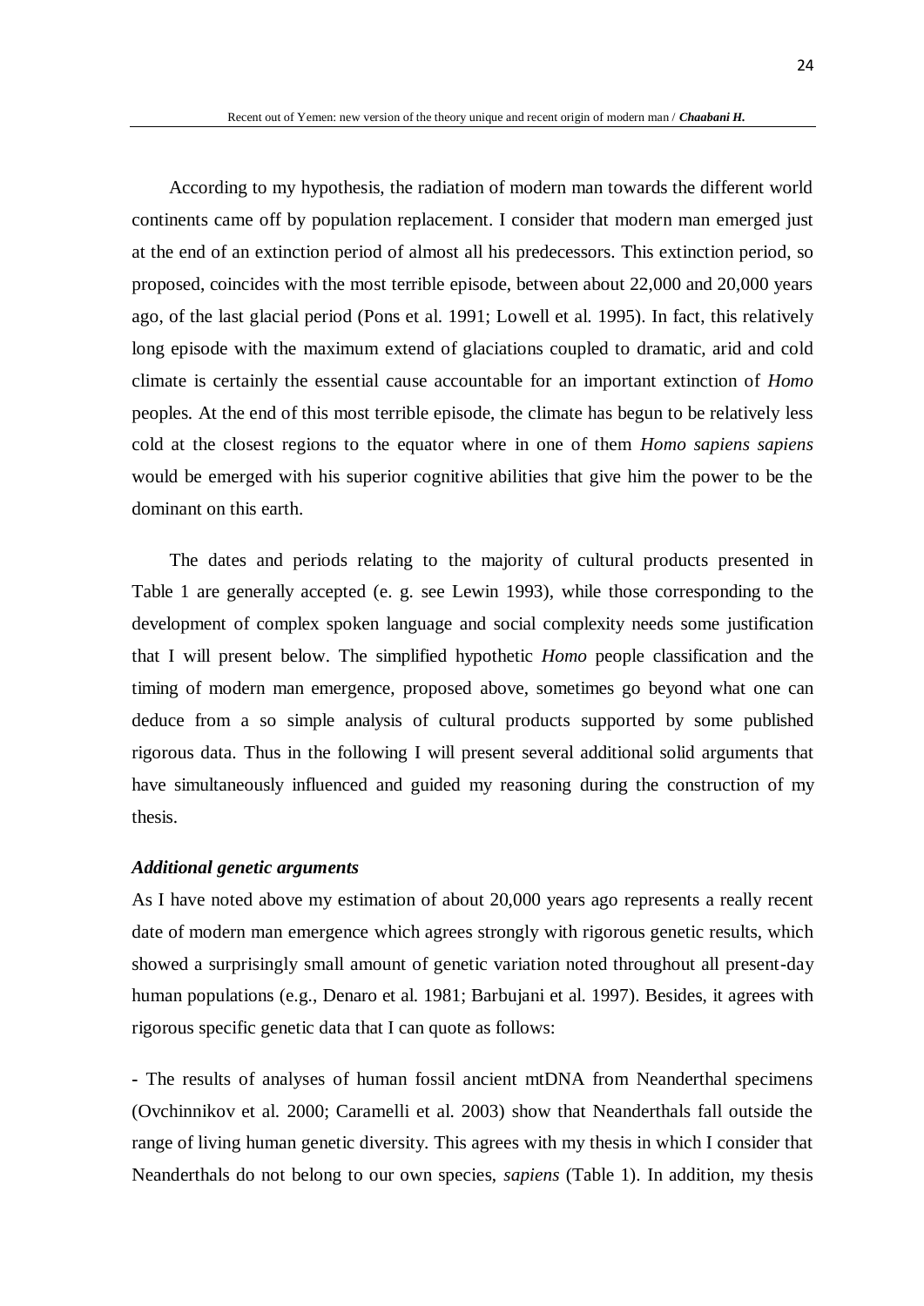According to my hypothesis, the radiation of modern man towards the different world continents came off by population replacement. I consider that modern man emerged just at the end of an extinction period of almost all his predecessors. This extinction period, so proposed, coincides with the most terrible episode, between about 22,000 and 20,000 years ago, of the last glacial period (Pons et al. 1991; Lowell et al. 1995). In fact, this relatively long episode with the maximum extend of glaciations coupled to dramatic, arid and cold climate is certainly the essential cause accountable for an important extinction of *Homo* peoples. At the end of this most terrible episode, the climate has begun to be relatively less cold at the closest regions to the equator where in one of them *Homo sapiens sapiens* would be emerged with his superior cognitive abilities that give him the power to be the dominant on this earth.

The dates and periods relating to the majority of cultural products presented in Table 1 are generally accepted (e. g. see Lewin 1993), while those corresponding to the development of complex spoken language and social complexity needs some justification that I will present below. The simplified hypothetic *Homo* people classification and the timing of modern man emergence, proposed above, sometimes go beyond what one can deduce from a so simple analysis of cultural products supported by some published rigorous data. Thus in the following I will present several additional solid arguments that have simultaneously influenced and guided my reasoning during the construction of my thesis.

### *Additional genetic arguments*

As I have noted above my estimation of about 20,000 years ago represents a really recent date of modern man emergence which agrees strongly with rigorous genetic results, which showed a surprisingly small amount of genetic variation noted throughout all present-day human populations (e.g., Denaro et al. 1981; Barbujani et al. 1997). Besides, it agrees with rigorous specific genetic data that I can quote as follows:

- The results of analyses of human fossil ancient mtDNA from Neanderthal specimens (Ovchinnikov et al. 2000; Caramelli et al. 2003) show that Neanderthals fall outside the range of living human genetic diversity. This agrees with my thesis in which I consider that Neanderthals do not belong to our own species, *sapiens* (Table 1). In addition, my thesis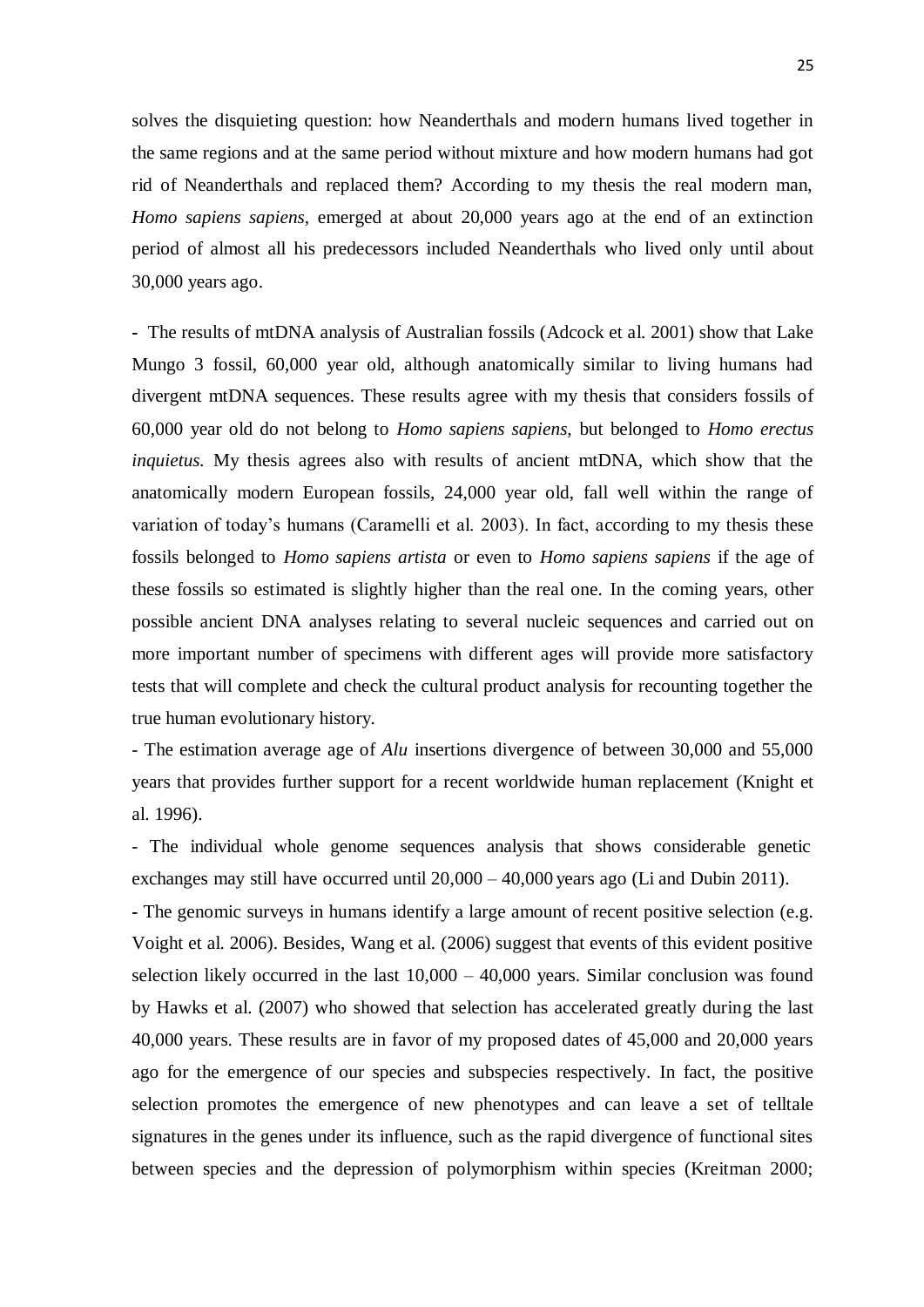solves the disquieting question: how Neanderthals and modern humans lived together in the same regions and at the same period without mixture and how modern humans had got rid of Neanderthals and replaced them? According to my thesis the real modern man, *Homo sapiens sapiens*, emerged at about 20,000 years ago at the end of an extinction period of almost all his predecessors included Neanderthals who lived only until about 30,000 years ago.

- The results of mtDNA analysis of Australian fossils (Adcock et al. 2001) show that Lake Mungo 3 fossil, 60,000 year old, although anatomically similar to living humans had divergent mtDNA sequences. These results agree with my thesis that considers fossils of 60,000 year old do not belong to *Homo sapiens sapiens*, but belonged to *Homo erectus inquietus.* My thesis agrees also with results of ancient mtDNA, which show that the anatomically modern European fossils, 24,000 year old, fall well within the range of variation of today's humans (Caramelli et al. 2003). In fact, according to my thesis these fossils belonged to *Homo sapiens artista* or even to *Homo sapiens sapiens* if the age of these fossils so estimated is slightly higher than the real one. In the coming years, other possible ancient DNA analyses relating to several nucleic sequences and carried out on more important number of specimens with different ages will provide more satisfactory tests that will complete and check the cultural product analysis for recounting together the true human evolutionary history.

- The estimation average age of *Alu* insertions divergence of between 30,000 and 55,000 years that provides further support for a recent worldwide human replacement (Knight et al. 1996).

- The individual whole genome sequences analysis that shows considerable genetic exchanges may still have occurred until 20,000 – 40,000 years ago (Li and Dubin 2011).

- The genomic surveys in humans identify a large amount of recent positive selection (e.g. Voight et al. 2006). Besides, Wang et al. (2006) suggest that events of this evident positive selection likely occurred in the last 10,000 – 40,000 years. Similar conclusion was found by Hawks et al. (2007) who showed that selection has accelerated greatly during the last 40,000 years. These results are in favor of my proposed dates of 45,000 and 20,000 years ago for the emergence of our species and subspecies respectively. In fact, the positive selection promotes the emergence of new phenotypes and can leave a set of telltale signatures in the genes under its influence, such as the rapid divergence of functional sites between species and the depression of polymorphism within species (Kreitman 2000;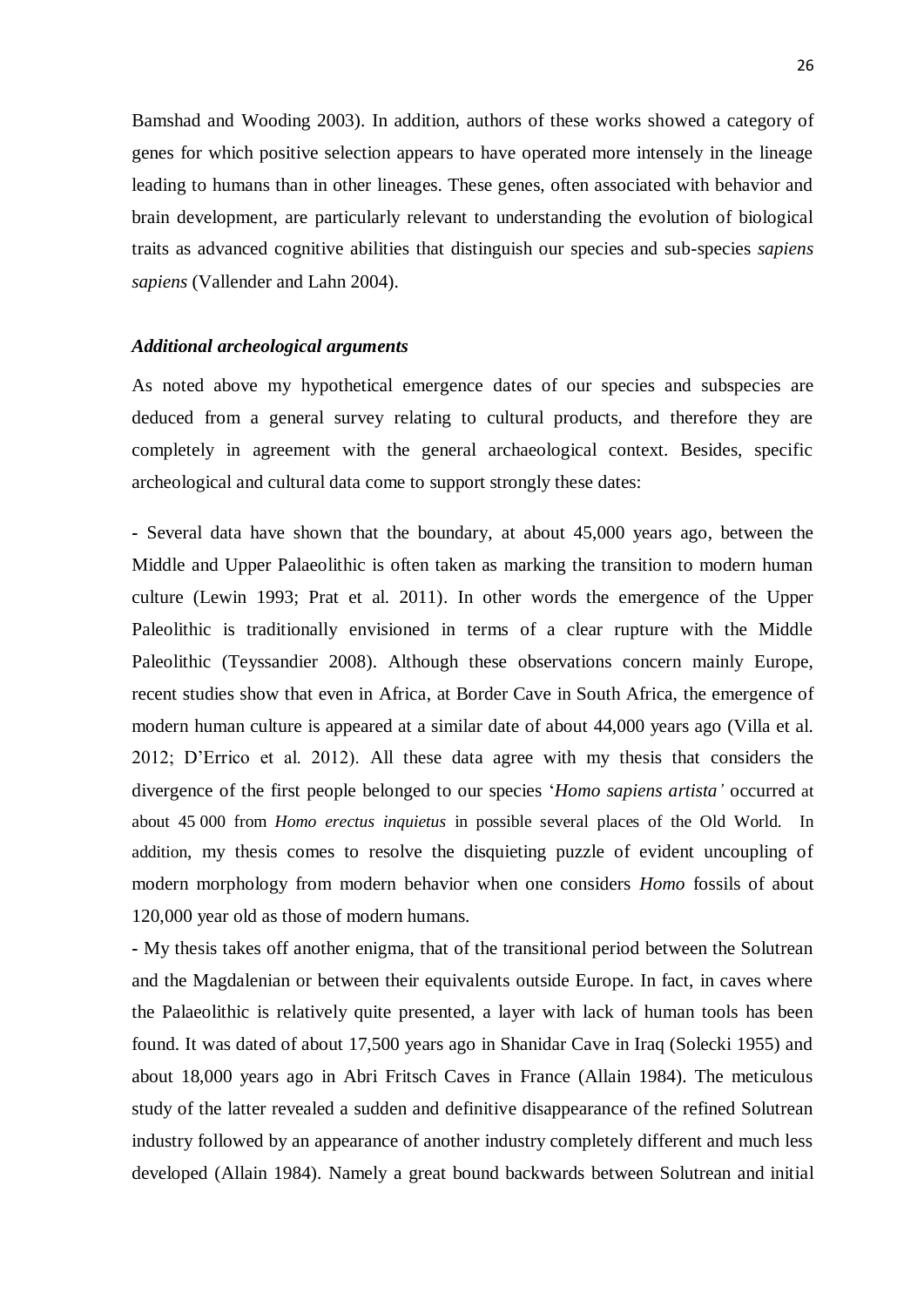Bamshad and Wooding 2003). In addition, authors of these works showed a category of genes for which positive selection appears to have operated more intensely in the lineage leading to humans than in other lineages. These genes, often associated with behavior and brain development, are particularly relevant to understanding the evolution of biological traits as advanced cognitive abilities that distinguish our species and sub-species *sapiens sapiens* (Vallender and Lahn 2004).

***Additional archeological arguments***

As noted above my hypothetical emergence dates of our species and subspecies are deduced from a general survey relating to cultural products, and therefore they are completely in agreement with the general archaeological context. Besides, specific archeological and cultural data come to support strongly these dates:

- Several data have shown that the boundary, at about 45,000 years ago, between the Middle and Upper Palaeolithic is often taken as marking the transition to modern human culture (Lewin 1993; Prat et al. 2011). In other words the emergence of the Upper Paleolithic is traditionally envisioned in terms of a clear rupture with the Middle Paleolithic (Teyssandier 2008). Although these observations concern mainly Europe, recent studies show that even in Africa, at Border Cave in South Africa, the emergence of modern human culture is appeared at a similar date of about 44,000 years ago (Villa et al. 2012; D'Errico et al. 2012). All these data agree with my thesis that considers the divergence of the first people belonged to our species '*Homo sapiens artista'* occurred at about 45 000 from *Homo erectus inquietus* in possible several places of the Old World. In addition, my thesis comes to resolve the disquieting puzzle of evident uncoupling of modern morphology from modern behavior when one considers *Homo* fossils of about 120,000 year old as those of modern humans.

- My thesis takes off another enigma, that of the transitional period between the Solutrean and the Magdalenian or between their equivalents outside Europe. In fact, in caves where the Palaeolithic is relatively quite presented, a layer with lack of human tools has been found. It was dated of about 17,500 years ago in Shanidar Cave in Iraq (Solecki 1955) and about 18,000 years ago in Abri Fritsch Caves in France (Allain 1984). The meticulous study of the latter revealed a sudden and definitive disappearance of the refined Solutrean industry followed by an appearance of another industry completely different and much less developed (Allain 1984). Namely a great bound backwards between Solutrean and initial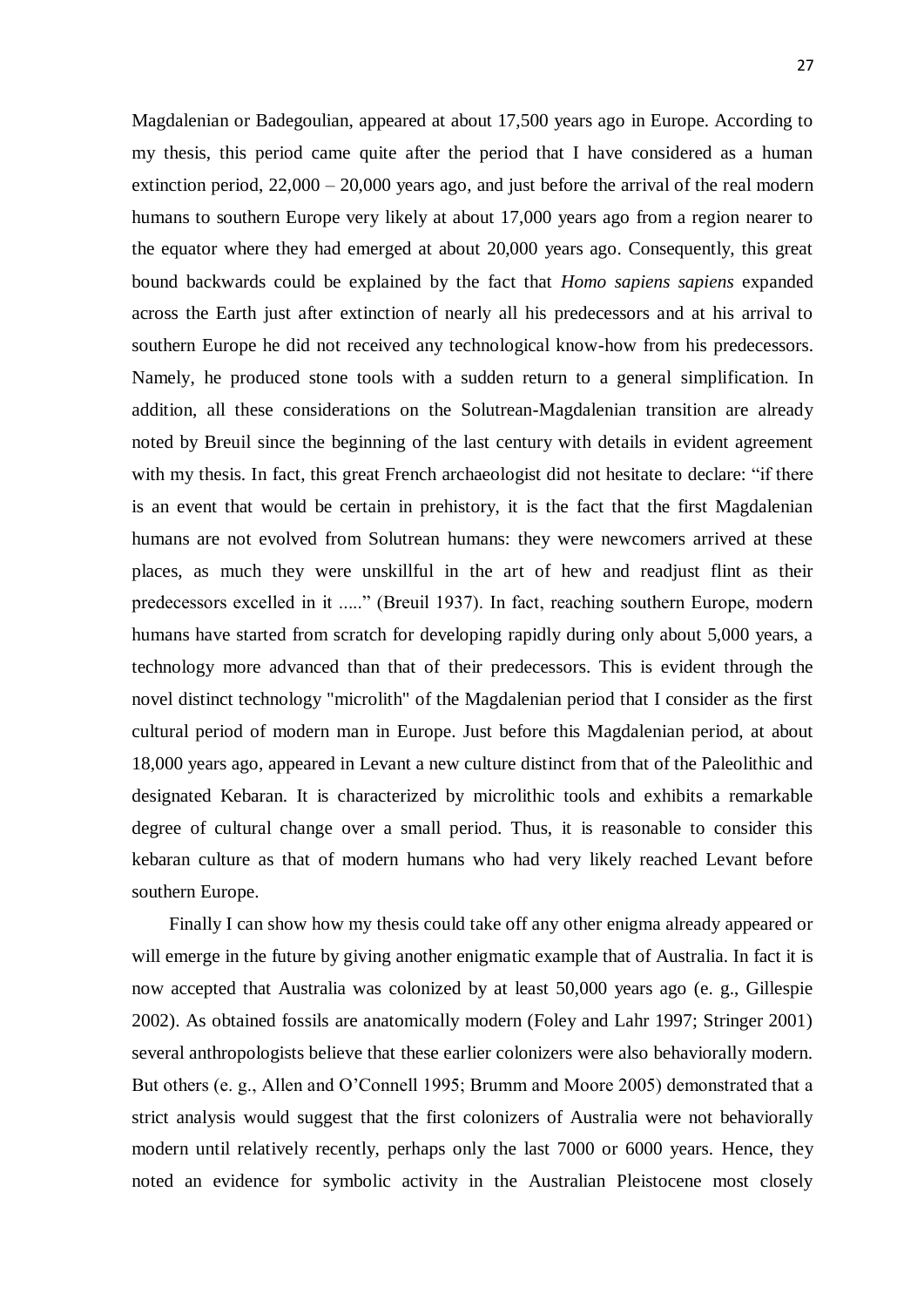Magdalenian or Badegoulian, appeared at about 17,500 years ago in Europe. According to my thesis, this period came quite after the period that I have considered as a human extinction period, 22,000 – 20,000 years ago, and just before the arrival of the real modern humans to southern Europe very likely at about 17,000 years ago from a region nearer to the equator where they had emerged at about 20,000 years ago. Consequently, this great bound backwards could be explained by the fact that *Homo sapiens sapiens* expanded across the Earth just after extinction of nearly all his predecessors and at his arrival to southern Europe he did not received any technological know-how from his predecessors. Namely, he produced stone tools with a sudden return to a general simplification. In addition, all these considerations on the Solutrean-Magdalenian transition are already noted by Breuil since the beginning of the last century with details in evident agreement with my thesis. In fact, this great French archaeologist did not hesitate to declare: "if there is an event that would be certain in prehistory, it is the fact that the first Magdalenian humans are not evolved from Solutrean humans: they were newcomers arrived at these places, as much they were unskillful in the art of hew and readjust flint as their predecessors excelled in it ....." (Breuil 1937). In fact, reaching southern Europe, modern humans have started from scratch for developing rapidly during only about 5,000 years, a technology more advanced than that of their predecessors. This is evident through the novel distinct technology "microlith" of the Magdalenian period that I consider as the first cultural period of modern man in Europe. Just before this Magdalenian period, at about 18,000 years ago, appeared in Levant a new culture distinct from that of the Paleolithic and designated Kebaran. It is characterized by microlithic tools and exhibits a remarkable degree of cultural change over a small period. Thus, it is reasonable to consider this kebaran culture as that of modern humans who had very likely reached Levant before southern Europe.

Finally I can show how my thesis could take off any other enigma already appeared or will emerge in the future by giving another enigmatic example that of Australia. In fact it is now accepted that Australia was colonized by at least 50,000 years ago (e. g., Gillespie 2002). As obtained fossils are anatomically modern (Foley and Lahr 1997; Stringer 2001) several anthropologists believe that these earlier colonizers were also behaviorally modern. But others (e. g., Allen and O'Connell 1995; Brumm and Moore 2005) demonstrated that a strict analysis would suggest that the first colonizers of Australia were not behaviorally modern until relatively recently, perhaps only the last 7000 or 6000 years. Hence, they noted an evidence for symbolic activity in the Australian Pleistocene most closely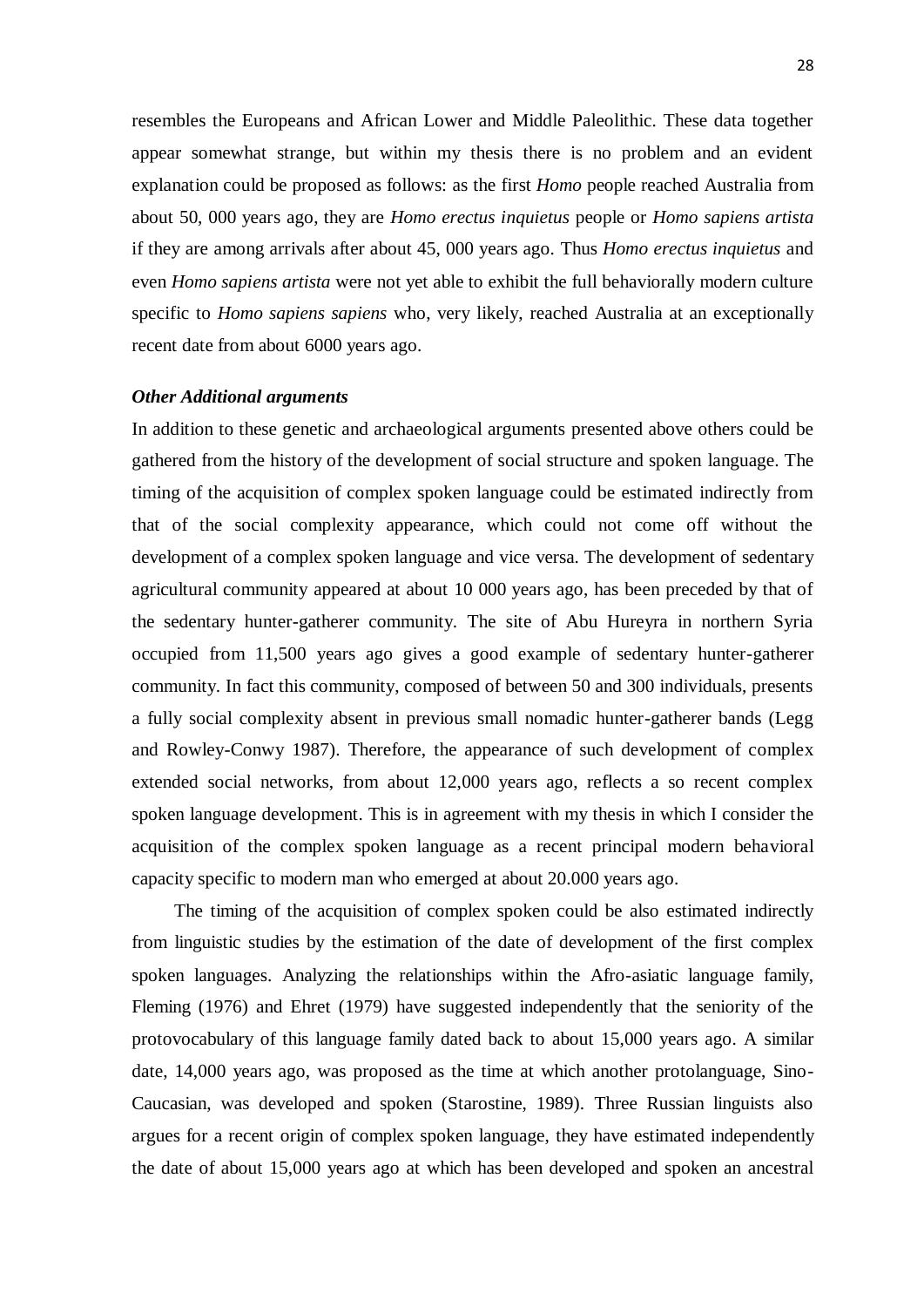resembles the Europeans and African Lower and Middle Paleolithic. These data together appear somewhat strange, but within my thesis there is no problem and an evident explanation could be proposed as follows: as the first *Homo* people reached Australia from about 50, 000 years ago, they are *Homo erectus inquietus* people or *Homo sapiens artista* if they are among arrivals after about 45, 000 years ago. Thus *Homo erectus inquietus* and even *Homo sapiens artista* were not yet able to exhibit the full behaviorally modern culture specific to *Homo sapiens sapiens* who, very likely, reached Australia at an exceptionally recent date from about 6000 years ago.

***Other Additional arguments***

In addition to these genetic and archaeological arguments presented above others could be gathered from the history of the development of social structure and spoken language. The timing of the acquisition of complex spoken language could be estimated indirectly from that of the social complexity appearance, which could not come off without the development of a complex spoken language and vice versa. The development of sedentary agricultural community appeared at about 10 000 years ago, has been preceded by that of the sedentary hunter-gatherer community. The site of Abu Hureyra in northern Syria occupied from 11,500 years ago gives a good example of sedentary hunter-gatherer community. In fact this community, composed of between 50 and 300 individuals, presents a fully social complexity absent in previous small nomadic hunter-gatherer bands (Legg and Rowley-Conwy 1987). Therefore, the appearance of such development of complex extended social networks, from about 12,000 years ago, reflects a so recent complex spoken language development. This is in agreement with my thesis in which I consider the acquisition of the complex spoken language as a recent principal modern behavioral capacity specific to modern man who emerged at about 20.000 years ago.

The timing of the acquisition of complex spoken could be also estimated indirectly from linguistic studies by the estimation of the date of development of the first complex spoken languages. Analyzing the relationships within the Afro-asiatic language family, Fleming (1976) and Ehret (1979) have suggested independently that the seniority of the protovocabulary of this language family dated back to about 15,000 years ago. A similar date, 14,000 years ago, was proposed as the time at which another protolanguage, Sino-Caucasian, was developed and spoken (Starostine, 1989). Three Russian linguists also argues for a recent origin of complex spoken language, they have estimated independently the date of about 15,000 years ago at which has been developed and spoken an ancestral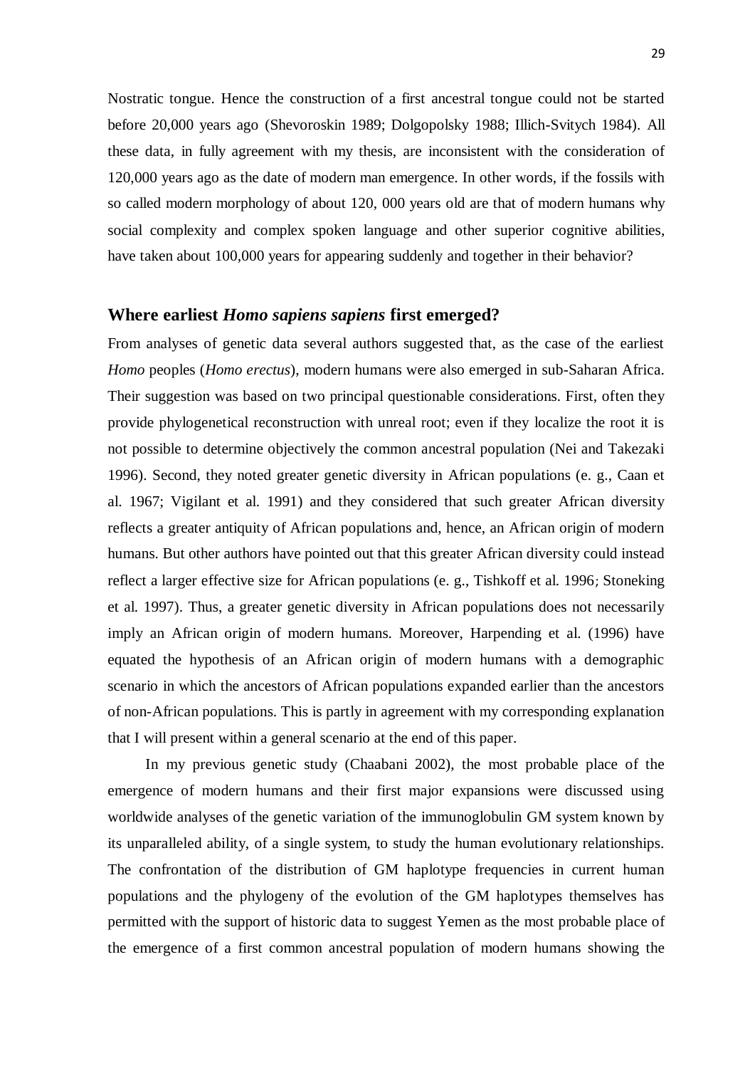Nostratic tongue. Hence the construction of a first ancestral tongue could not be started before 20,000 years ago (Shevoroskin 1989; Dolgopolsky 1988; Illich-Svitych 1984). All these data, in fully agreement with my thesis, are inconsistent with the consideration of 120,000 years ago as the date of modern man emergence. In other words, if the fossils with so called modern morphology of about 120, 000 years old are that of modern humans why social complexity and complex spoken language and other superior cognitive abilities, have taken about 100,000 years for appearing suddenly and together in their behavior?

## Where earliest *Homo sapiens sapiens* first emerged?

From analyses of genetic data several authors suggested that, as the case of the earliest *Homo* peoples (*Homo erectus*), modern humans were also emerged in sub-Saharan Africa. Their suggestion was based on two principal questionable considerations. First, often they provide phylogenetical reconstruction with unreal root; even if they localize the root it is not possible to determine objectively the common ancestral population (Nei and Takezaki 1996). Second, they noted greater genetic diversity in African populations (e. g., Caan et al. 1967; Vigilant et al. 1991) and they considered that such greater African diversity reflects a greater antiquity of African populations and, hence, an African origin of modern humans. But other authors have pointed out that this greater African diversity could instead reflect a larger effective size for African populations (e. g., Tishkoff et al. 1996; Stoneking et al. 1997). Thus, a greater genetic diversity in African populations does not necessarily imply an African origin of modern humans. Moreover, Harpending et al. (1996) have equated the hypothesis of an African origin of modern humans with a demographic scenario in which the ancestors of African populations expanded earlier than the ancestors of non-African populations. This is partly in agreement with my corresponding explanation that I will present within a general scenario at the end of this paper.

In my previous genetic study (Chaabani 2002), the most probable place of the emergence of modern humans and their first major expansions were discussed using worldwide analyses of the genetic variation of the immunoglobulin GM system known by its unparalleled ability, of a single system, to study the human evolutionary relationships. The confrontation of the distribution of GM haplotype frequencies in current human populations and the phylogeny of the evolution of the GM haplotypes themselves has permitted with the support of historic data to suggest Yemen as the most probable place of the emergence of a first common ancestral population of modern humans showing the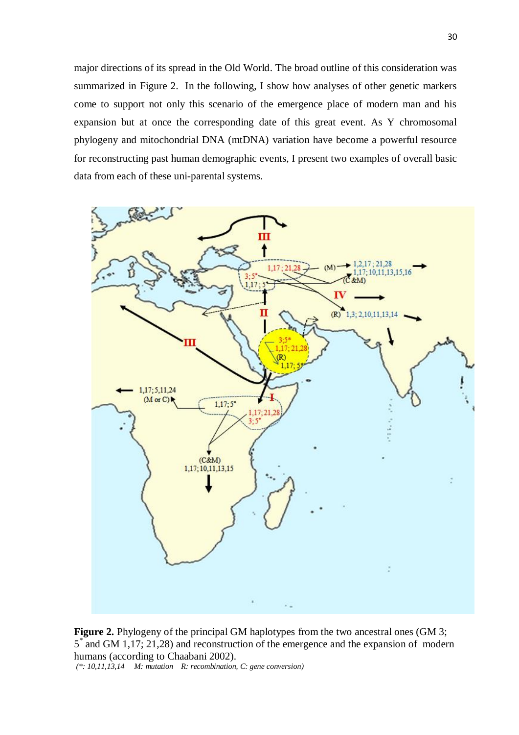major directions of its spread in the Old World. The broad outline of this consideration was summarized in Figure 2. In the following, I show how analyses of other genetic markers come to support not only this scenario of the emergence place of modern man and his expansion but at once the corresponding date of this great event. As Y chromosomal phylogeny and mitochondrial DNA (mtDNA) variation have become a powerful resource for reconstructing past human demographic events, I present two examples of overall basic data from each of these uni-parental systems.

**Figure 2.** Phylogeny of the principal GM haplotypes from the two ancestral ones (GM 3; 5* and GM 1,17; 21,28) and reconstruction of the emergence and the expansion of modern humans (according to Chaabani 2002).

*(*: 10,11,13,14 M: mutation R: recombination, C: gene conversion)*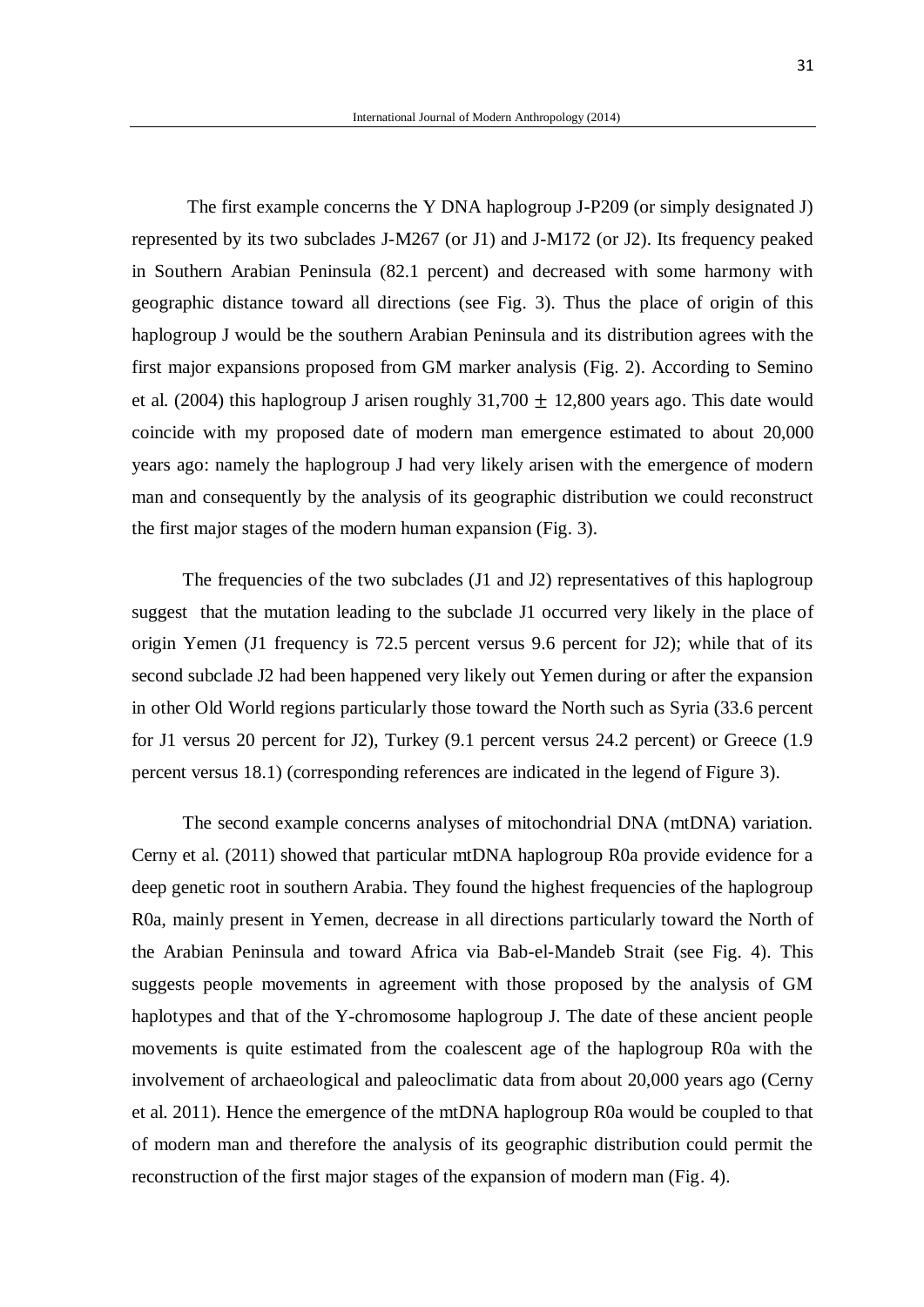The first example concerns the Y DNA haplogroup J-P209 (or simply designated J) represented by its two subclades J-M267 (or J1) and J-M172 (or J2). Its frequency peaked in Southern Arabian Peninsula (82.1 percent) and decreased with some harmony with geographic distance toward all directions (see Fig. 3). Thus the place of origin of this haplogroup J would be the southern Arabian Peninsula and its distribution agrees with the first major expansions proposed from GM marker analysis (Fig. 2). According to Semino et al. (2004) this haplogroup J arisen roughly 31,700 $\pm$ 12,800 years ago. This date would coincide with my proposed date of modern man emergence estimated to about 20,000 years ago: namely the haplogroup J had very likely arisen with the emergence of modern man and consequently by the analysis of its geographic distribution we could reconstruct the first major stages of the modern human expansion (Fig. 3).

The frequencies of the two subclades (J1 and J2) representatives of this haplogroup suggest that the mutation leading to the subclade J1 occurred very likely in the place of origin Yemen (J1 frequency is 72.5 percent versus 9.6 percent for J2); while that of its second subclade J2 had been happened very likely out Yemen during or after the expansion in other Old World regions particularly those toward the North such as Syria (33.6 percent for J1 versus 20 percent for J2), Turkey (9.1 percent versus 24.2 percent) or Greece (1.9 percent versus 18.1) (corresponding references are indicated in the legend of Figure 3).

The second example concerns analyses of mitochondrial DNA (mtDNA) variation. Cerny et al. (2011) showed that particular mtDNA haplogroup R0a provide evidence for a deep genetic root in southern Arabia. They found the highest frequencies of the haplogroup R0a, mainly present in Yemen, decrease in all directions particularly toward the North of the Arabian Peninsula and toward Africa via Bab-el-Mandeb Strait (see Fig. 4). This suggests people movements in agreement with those proposed by the analysis of GM haplotypes and that of the Y-chromosome haplogroup J. The date of these ancient people movements is quite estimated from the coalescent age of the haplogroup R0a with the involvement of archaeological and paleoclimatic data from about 20,000 years ago (Cerny et al. 2011). Hence the emergence of the mtDNA haplogroup R0a would be coupled to that of modern man and therefore the analysis of its geographic distribution could permit the reconstruction of the first major stages of the expansion of modern man (Fig. 4).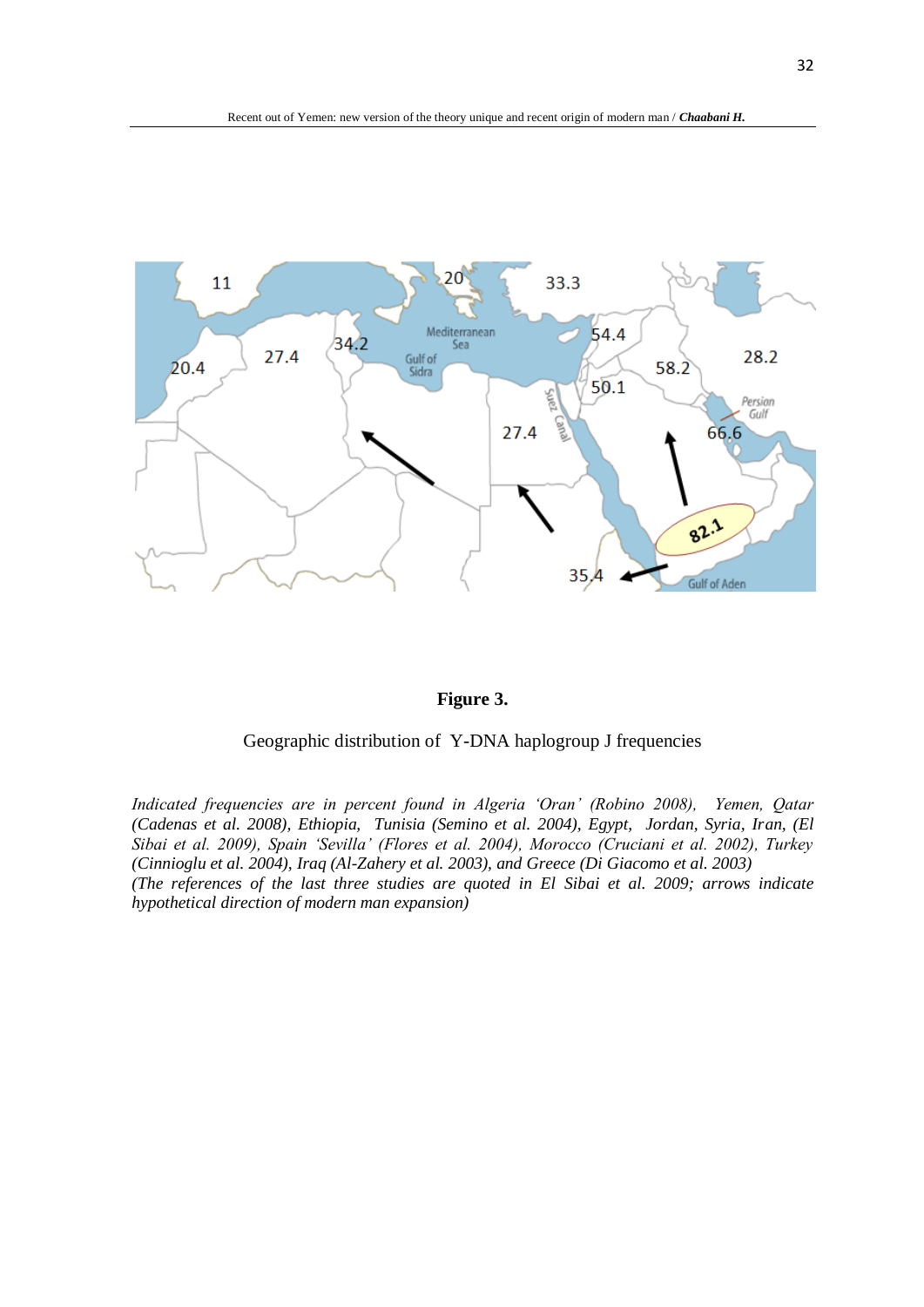**Figure 3.**

Geographic distribution of Y-DNA haplogroup J frequencies

*Indicated frequencies are in percent found in Algeria 'Oran' (Robino 2008), Yemen, Qatar (Cadenas et al. 2008), Ethiopia, Tunisia (Semino et al. 2004), Egypt, Jordan, Syria, Iran, (El Sibai et al. 2009), Spain 'Sevilla' (Flores et al. 2004), Morocco (Cruciani et al. 2002), Turkey (Cinnioglu et al. 2004), Iraq (Al-Zahery et al. 2003), and Greece (Di Giacomo et al. 2003)*
*(The references of the last three studies are quoted in El Sibai et al. 2009; arrows indicate hypothetical direction of modern man expansion)*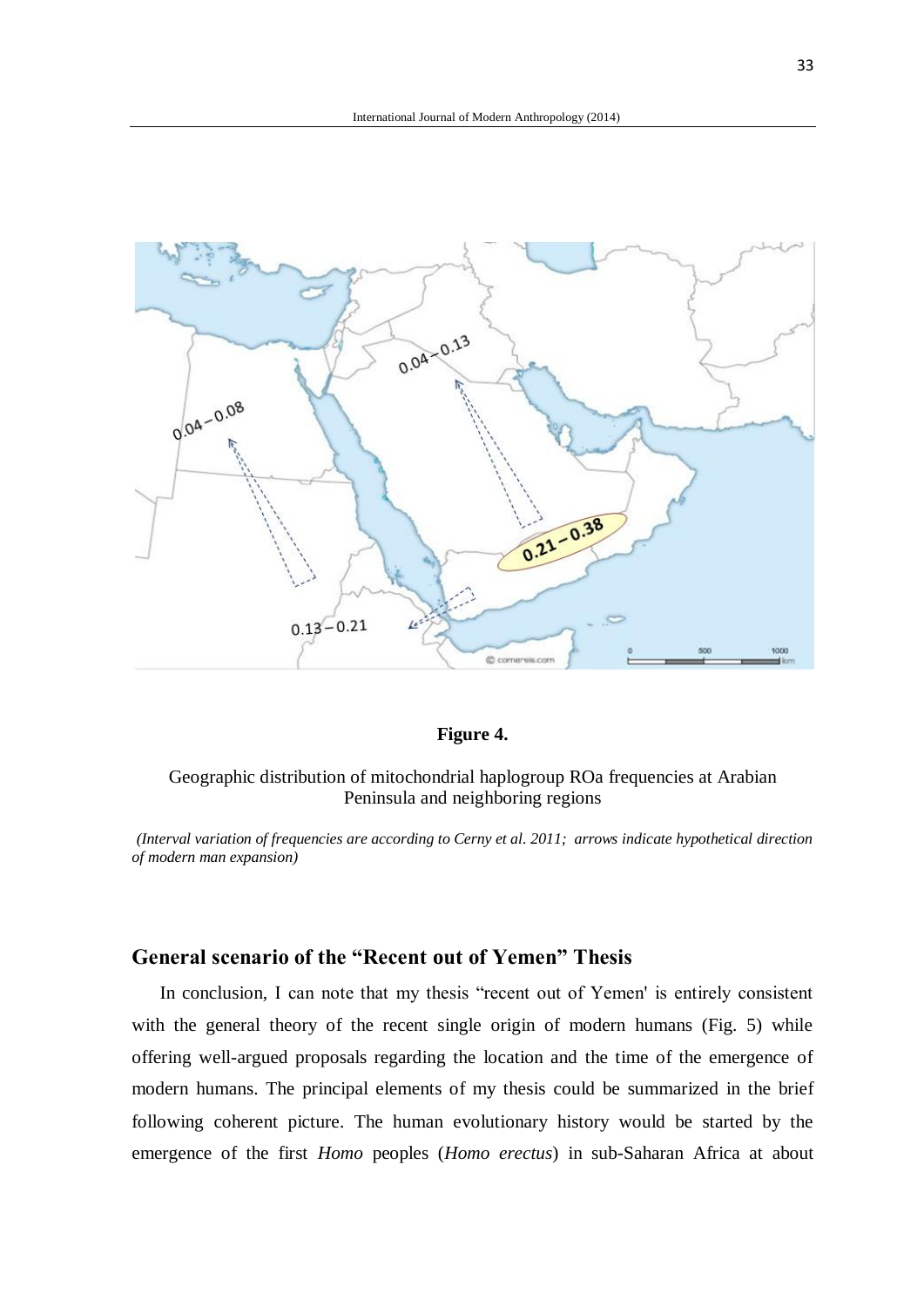**Figure 4.**

Geographic distribution of mitochondrial haplogroup R0a frequencies at Arabian Peninsula and neighboring regions

*(Interval variation of frequencies are according to Cerny et al. 2011; arrows indicate hypothetical direction of modern man expansion)*

## General scenario of the "Recent out of Yemen" Thesis

In conclusion, I can note that my thesis "recent out of Yemen' is entirely consistent with the general theory of the recent single origin of modern humans (Fig. 5) while offering well-argued proposals regarding the location and the time of the emergence of modern humans. The principal elements of my thesis could be summarized in the brief following coherent picture. The human evolutionary history would be started by the emergence of the first *Homo* peoples (*Homo erectus*) in sub-Saharan Africa at about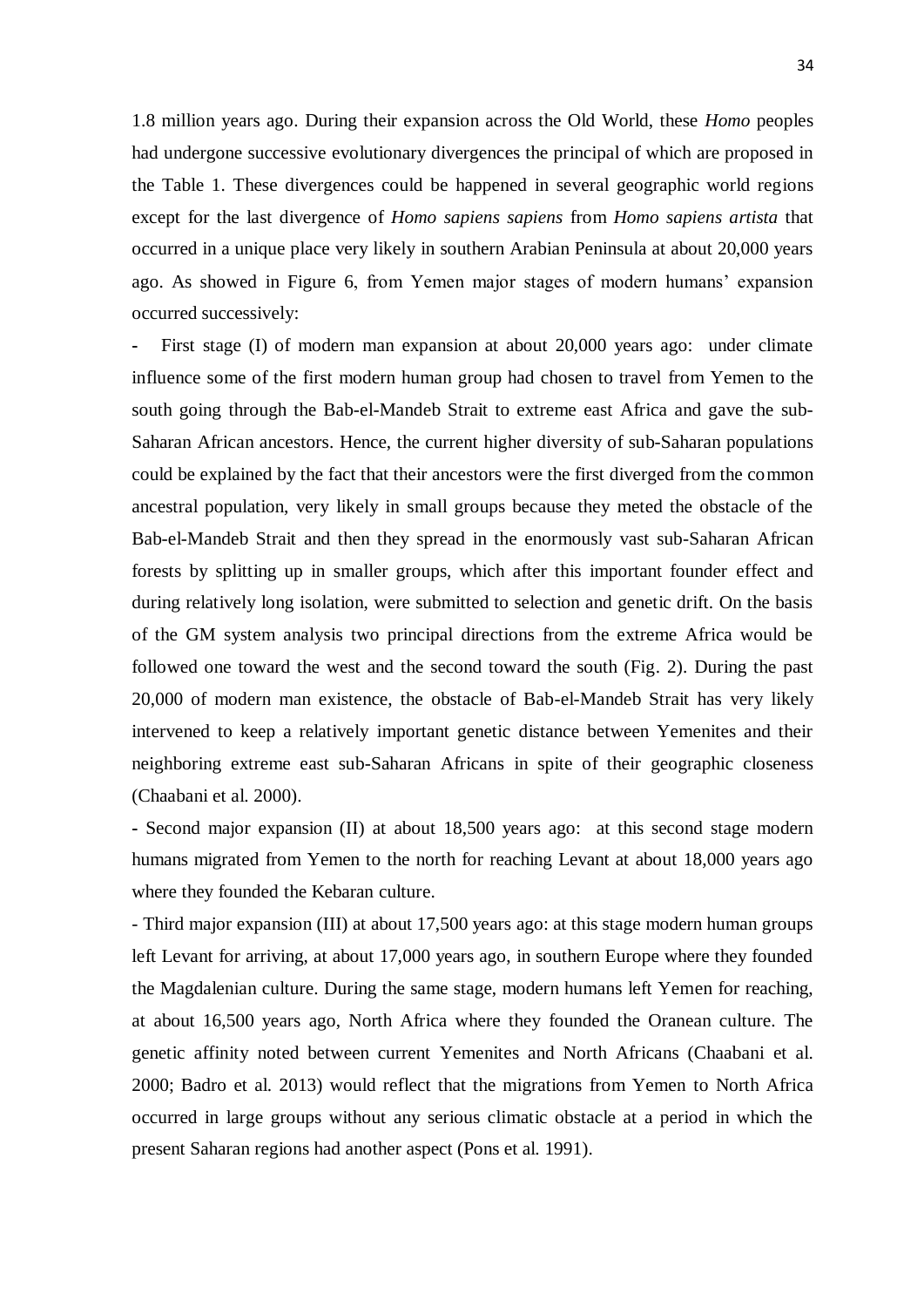1.8 million years ago. During their expansion across the Old World, these *Homo* peoples had undergone successive evolutionary divergences the principal of which are proposed in the Table 1. These divergences could be happened in several geographic world regions except for the last divergence of *Homo sapiens sapiens* from *Homo sapiens artista* that occurred in a unique place very likely in southern Arabian Peninsula at about 20,000 years ago. As showed in Figure 6, from Yemen major stages of modern humans' expansion occurred successively:

- First stage (I) of modern man expansion at about 20,000 years ago: under climate influence some of the first modern human group had chosen to travel from Yemen to the south going through the Bab-el-Mandeb Strait to extreme east Africa and gave the sub-Saharan African ancestors. Hence, the current higher diversity of sub-Saharan populations could be explained by the fact that their ancestors were the first diverged from the common ancestral population, very likely in small groups because they meted the obstacle of the Bab-el-Mandeb Strait and then they spread in the enormously vast sub-Saharan African forests by splitting up in smaller groups, which after this important founder effect and during relatively long isolation, were submitted to selection and genetic drift. On the basis of the GM system analysis two principal directions from the extreme Africa would be followed one toward the west and the second toward the south (Fig. 2). During the past 20,000 of modern man existence, the obstacle of Bab-el-Mandeb Strait has very likely intervened to keep a relatively important genetic distance between Yemenites and their neighboring extreme east sub-Saharan Africans in spite of their geographic closeness (Chaabani et al. 2000).
- Second major expansion (II) at about 18,500 years ago: at this second stage modern humans migrated from Yemen to the north for reaching Levant at about 18,000 years ago where they founded the Kebaran culture.
- Third major expansion (III) at about 17,500 years ago: at this stage modern human groups left Levant for arriving, at about 17,000 years ago, in southern Europe where they founded the Magdalenian culture. During the same stage, modern humans left Yemen for reaching, at about 16,500 years ago, North Africa where they founded the Oranean culture. The genetic affinity noted between current Yemenites and North Africans (Chaabani et al. 2000; Badro et al. 2013) would reflect that the migrations from Yemen to North Africa occurred in large groups without any serious climatic obstacle at a period in which the present Saharan regions had another aspect (Pons et al. 1991).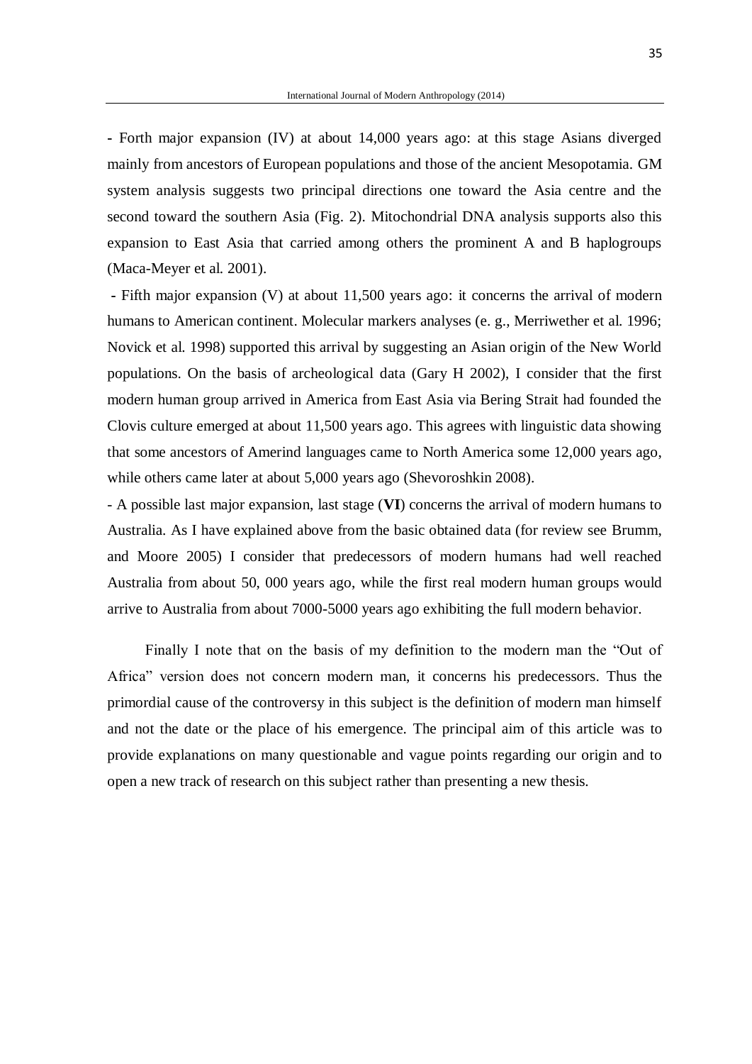- Forth major expansion (IV) at about 14,000 years ago: at this stage Asians diverged mainly from ancestors of European populations and those of the ancient Mesopotamia. GM system analysis suggests two principal directions one toward the Asia centre and the second toward the southern Asia (Fig. 2). Mitochondrial DNA analysis supports also this expansion to East Asia that carried among others the prominent A and B haplogroups (Maca-Meyer et al. 2001).

- Fifth major expansion (V) at about 11,500 years ago: it concerns the arrival of modern humans to American continent. Molecular markers analyses (e. g., Merriwether et al. 1996; Novick et al. 1998) supported this arrival by suggesting an Asian origin of the New World populations. On the basis of archeological data (Gary H 2002), I consider that the first modern human group arrived in America from East Asia via Bering Strait had founded the Clovis culture emerged at about 11,500 years ago. This agrees with linguistic data showing that some ancestors of Amerind languages came to North America some 12,000 years ago, while others came later at about 5,000 years ago (Shevoroshkin 2008).

- A possible last major expansion, last stage (**VI**) concerns the arrival of modern humans to Australia. As I have explained above from the basic obtained data (for review see Brumm, and Moore 2005) I consider that predecessors of modern humans had well reached Australia from about 50, 000 years ago, while the first real modern human groups would arrive to Australia from about 7000-5000 years ago exhibiting the full modern behavior.

Finally I note that on the basis of my definition to the modern man the "Out of Africa" version does not concern modern man, it concerns his predecessors. Thus the primordial cause of the controversy in this subject is the definition of modern man himself and not the date or the place of his emergence. The principal aim of this article was to provide explanations on many questionable and vague points regarding our origin and to open a new track of research on this subject rather than presenting a new thesis.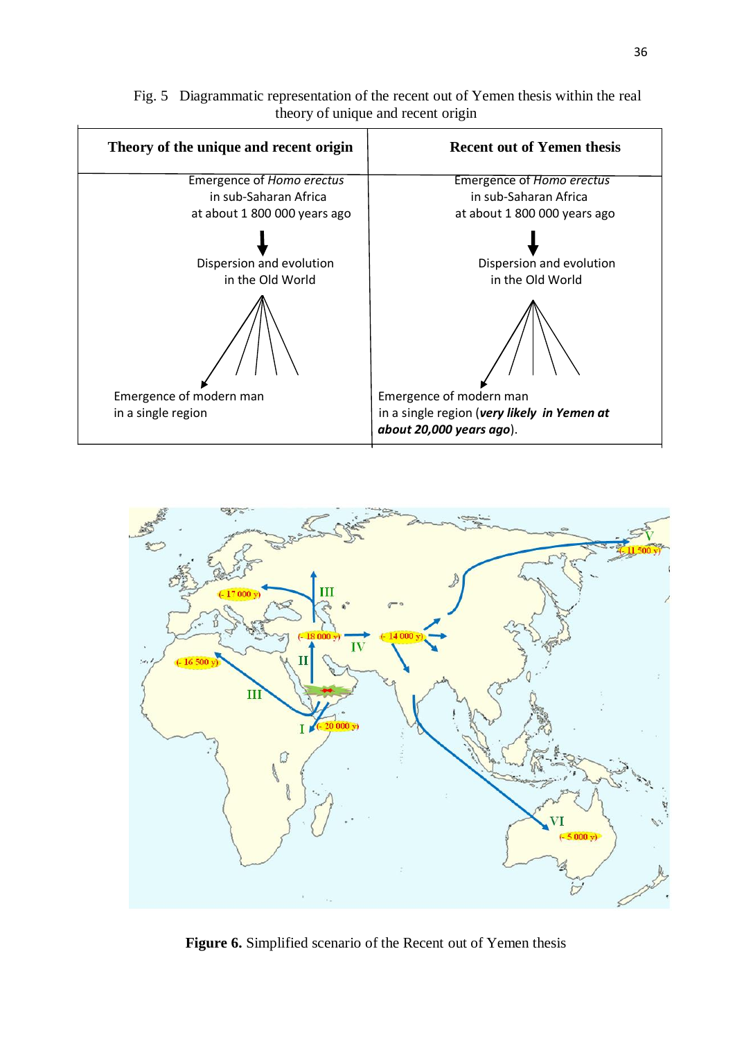Fig. 5 Diagrammatic representation of the recent out of Yemen thesis within the real theory of unique and recent origin

| Theory of the unique and recent origin | Recent out of Yemen thesis |
|---|---|
| Emergence of *Homo erectus* in sub-Saharan Africa at about 1 800 000 years ago | Emergence of *Homo erectus* in sub-Saharan Africa at about 1 800 000 years ago |
| ↓ | ↓ |
| Dispersion and evolution in the Old World | Dispersion and evolution in the Old World |
| Emergence of modern man in a single region | Emergence of modern man in a single region (***very likely in Yemen at about 20,000 years ago***). |

**Figure 6.** Simplified scenario of the Recent out of Yemen thesis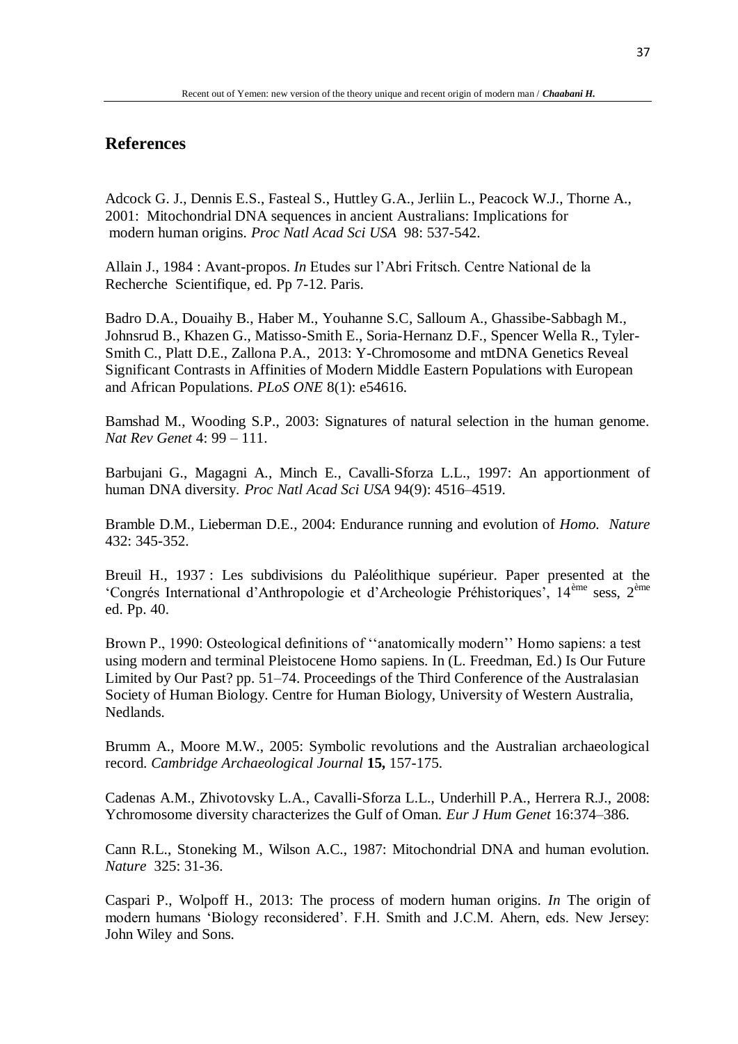## References

Adcock G. J., Dennis E.S., Fasteal S., Huttley G.A., Jerliin L., Peacock W.J., Thorne A., 2001: Mitochondrial DNA sequences in ancient Australians: Implications for modern human origins. *Proc Natl Acad Sci USA* 98: 537-542.

Allain J., 1984 : Avant-propos. *In* Etudes sur l'Abri Fritsch. Centre National de la Recherche Scientifique, ed. Pp 7-12. Paris.

Badro D.A., Douaihy B., Haber M., Youhanne S.C, Salloum A., Ghassibe-Sabbagh M., Johnsrud B., Khazen G., Matisso-Smith E., Soria-Hernanz D.F., Spencer Wella R., Tyler-Smith C., Platt D.E., Zallona P.A., 2013: Y-Chromosome and mtDNA Genetics Reveal Significant Contrasts in Affinities of Modern Middle Eastern Populations with European and African Populations. *PLoS ONE* 8(1): e54616.

Bamshad M., Wooding S.P., 2003: Signatures of natural selection in the human genome. *Nat Rev Genet* 4: 99 – 111.

Barbujani G., Magagni A., Minch E., Cavalli-Sforza L.L., 1997: An apportionment of human DNA diversity. *Proc Natl Acad Sci USA* 94(9): 4516–4519.

Bramble D.M., Lieberman D.E., 2004: Endurance running and evolution of *Homo*. *Nature* 432: 345-352.

Breuil H., 1937 : Les subdivisions du Paléolithique supérieur. Paper presented at the 'Congrés International d'Anthropologie et d'Archeologie Préhistoriques', 14ème sess, 2ème ed. Pp. 40.

Brown P., 1990: Osteological definitions of ''anatomically modern'' Homo sapiens: a test using modern and terminal Pleistocene Homo sapiens. In (L. Freedman, Ed.) Is Our Future Limited by Our Past? pp. 51–74. Proceedings of the Third Conference of the Australasian Society of Human Biology. Centre for Human Biology, University of Western Australia, Nedlands.

Brumm A., Moore M.W., 2005: Symbolic revolutions and the Australian archaeological record. *Cambridge Archaeological Journal* **15,** 157-175.

Cadenas A.M., Zhivotovsky L.A., Cavalli-Sforza L.L., Underhill P.A., Herrera R.J., 2008: Ychromosome diversity characterizes the Gulf of Oman. *Eur J Hum Genet* 16:374–386.

Cann R.L., Stoneking M., Wilson A.C., 1987: Mitochondrial DNA and human evolution. *Nature* 325: 31-36.

Caspari P., Wolpoff H., 2013: The process of modern human origins. *In* The origin of modern humans 'Biology reconsidered'. F.H. Smith and J.C.M. Ahern, eds. New Jersey: John Wiley and Sons.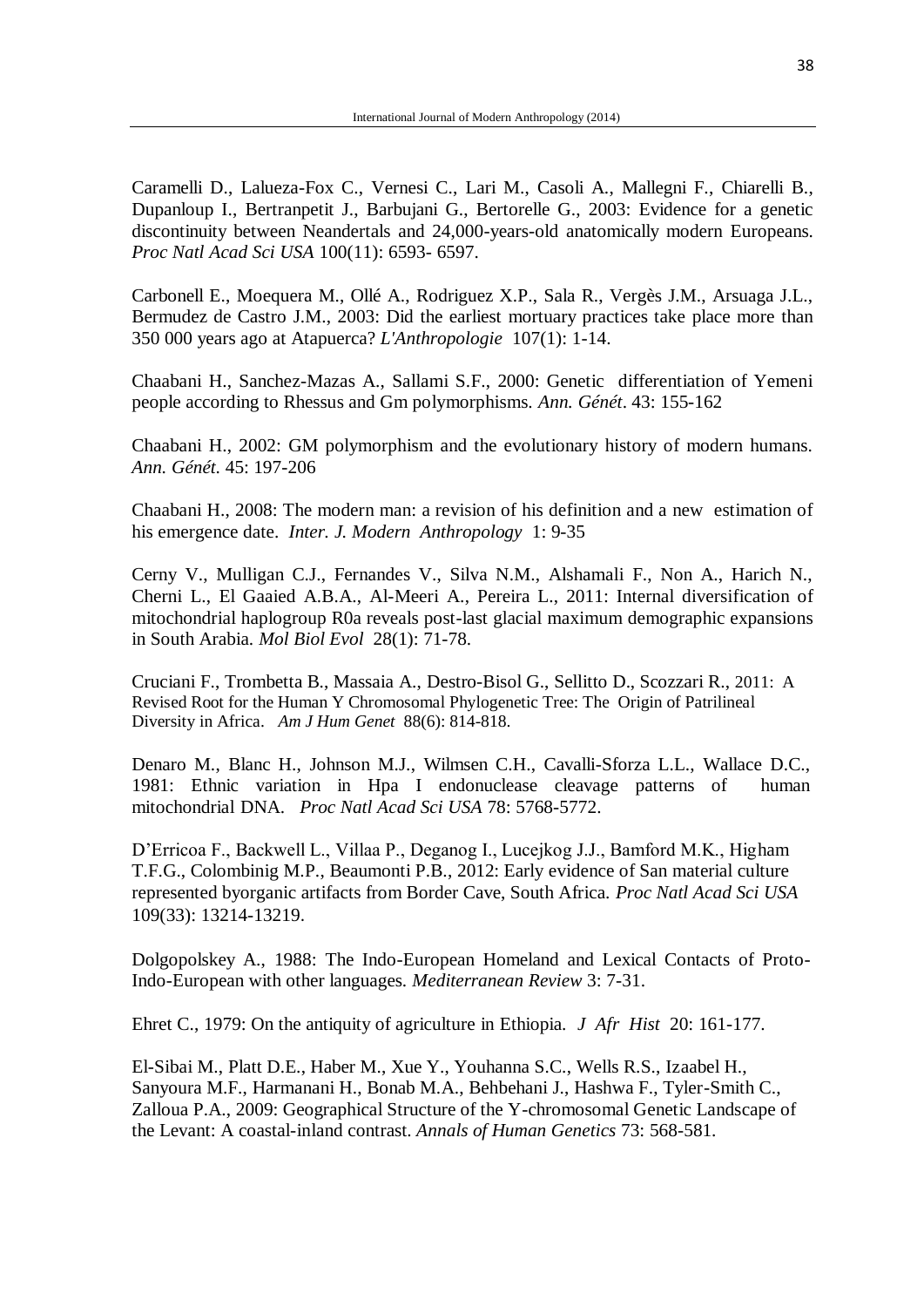Caramelli D., Lalueza-Fox C., Vernesi C., Lari M., Casoli A., Mallegni F., Chiarelli B., Dupanloup I., Bertranpetit J., Barbujani G., Bertorelle G., 2003: Evidence for a genetic discontinuity between Neandertals and 24,000-years-old anatomically modern Europeans. *Proc Natl Acad Sci USA* 100(11): 6593- 6597.

Carbonell E., Moequera M., Ollé A., Rodriguez X.P., Sala R., Vergès J.M., Arsuaga J.L., Bermudez de Castro J.M., 2003: Did the earliest mortuary practices take place more than 350 000 years ago at Atapuerca? *L'Anthropologie* 107(1): 1-14.

Chaabani H., Sanchez-Mazas A., Sallami S.F., 2000: Genetic differentiation of Yemeni people according to Rhessus and Gm polymorphisms. *Ann. Génét*. 43: 155-162

Chaabani H., 2002: GM polymorphism and the evolutionary history of modern humans. *Ann. Génét*. 45: 197-206

Chaabani H., 2008: The modern man: a revision of his definition and a new estimation of his emergence date. *Inter. J. Modern Anthropology* 1: 9-35

Cerny V., Mulligan C.J., Fernandes V., Silva N.M., Alshamali F., Non A., Harich N., Cherni L., El Gaaied A.B.A., Al-Meeri A., Pereira L., 2011: Internal diversification of mitochondrial haplogroup R0a reveals post-last glacial maximum demographic expansions in South Arabia. *Mol Biol Evol* 28(1): 71-78.

Cruciani F., Trombetta B., Massaia A., Destro-Bisol G., Sellitto D., Scozzari R., 2011: A Revised Root for the Human Y Chromosomal Phylogenetic Tree: The Origin of Patrilineal Diversity in Africa. *Am J Hum Genet* 88(6): 814-818.

Denaro M., Blanc H., Johnson M.J., Wilmsen C.H., Cavalli-Sforza L.L., Wallace D.C., 1981: Ethnic variation in Hpa I endonuclease cleavage patterns of human mitochondrial DNA. *Proc Natl Acad Sci USA* 78: 5768-5772.

D'Erricoa F., Backwell L., Villaa P., Deganog I., Lucejkog J.J., Bamford M.K., Higham T.F.G., Colombinig M.P., Beaumonti P.B., 2012: Early evidence of San material culture represented byorganic artifacts from Border Cave, South Africa. *Proc Natl Acad Sci USA* 109(33): 13214-13219.

Dolgopolskey A., 1988: The Indo-European Homeland and Lexical Contacts of Proto-Indo-European with other languages. *Mediterranean Review* 3: 7-31.

Ehret C., 1979: On the antiquity of agriculture in Ethiopia. *J Afr Hist* 20: 161-177.

El-Sibai M., Platt D.E., Haber M., Xue Y., Youhanna S.C., Wells R.S., Izaabel H., Sanyoura M.F., Harmanani H., Bonab M.A., Behbehani J., Hashwa F., Tyler-Smith C., Zalloua P.A., 2009: Geographical Structure of the Y-chromosomal Genetic Landscape of the Levant: A coastal-inland contrast. *Annals of Human Genetics* 73: 568-581.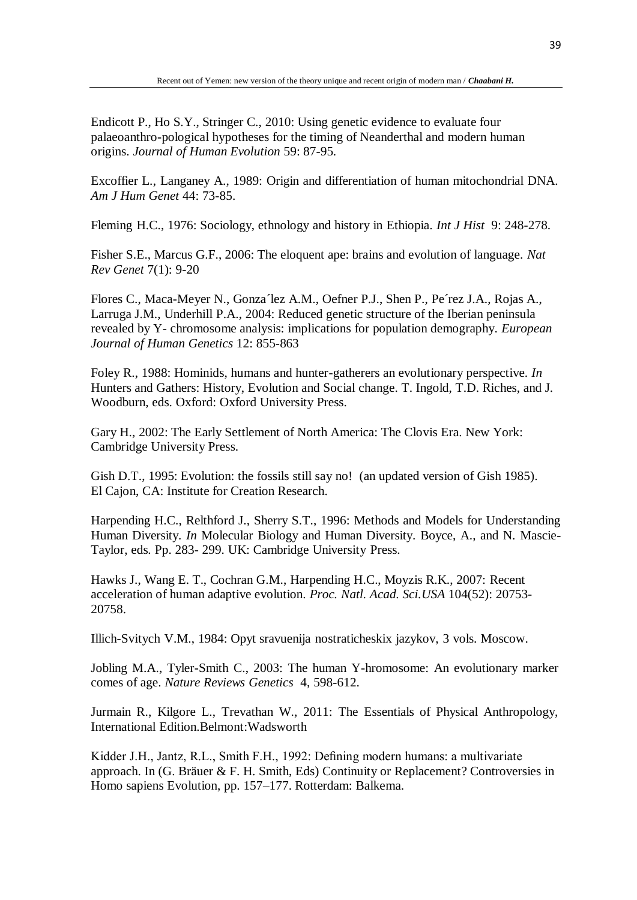Endicott P., Ho S.Y., Stringer C., 2010: Using genetic evidence to evaluate four palaeoanthro-pological hypotheses for the timing of Neanderthal and modern human origins. *Journal of Human Evolution* 59: 87-95.

Excoffier L., Langaney A., 1989: Origin and differentiation of human mitochondrial DNA. *Am J Hum Genet* 44: 73-85.

Fleming H.C., 1976: Sociology, ethnology and history in Ethiopia. *Int J Hist* 9: 248-278.

Fisher S.E., Marcus G.F., 2006: The eloquent ape: brains and evolution of language. *Nat Rev Genet* 7(1): 9-20

Flores C., Maca-Meyer N., Gonza´lez A.M., Oefner P.J., Shen P., Pe´rez J.A., Rojas A., Larruga J.M., Underhill P.A., 2004: Reduced genetic structure of the Iberian peninsula revealed by Y- chromosome analysis: implications for population demography. *European Journal of Human Genetics* 12: 855-863

Foley R., 1988: Hominids, humans and hunter-gatherers an evolutionary perspective. *In* Hunters and Gathers: History, Evolution and Social change. T. Ingold, T.D. Riches, and J. Woodburn, eds. Oxford: Oxford University Press.

Gary H., 2002: The Early Settlement of North America: The Clovis Era. New York: Cambridge University Press.

Gish D.T., 1995: Evolution: the fossils still say no! (an updated version of Gish 1985). El Cajon, CA: Institute for Creation Research.

Harpending H.C., Relthford J., Sherry S.T., 1996: Methods and Models for Understanding Human Diversity. *In* Molecular Biology and Human Diversity. Boyce, A., and N. Mascie-Taylor, eds. Pp. 283- 299. UK: Cambridge University Press.

Hawks J., Wang E. T., Cochran G.M., Harpending H.C., Moyzis R.K., 2007: Recent acceleration of human adaptive evolution. *Proc. Natl. Acad. Sci.USA* 104(52): 20753-20758.

Illich-Svitych V.M., 1984: Opyt sravuenija nostraticheskix jazykov, 3 vols. Moscow.

Jobling M.A., Tyler-Smith C., 2003: The human Y-hromosome: An evolutionary marker comes of age. *Nature Reviews Genetics* 4, 598-612.

Jurmain R., Kilgore L., Trevathan W., 2011: The Essentials of Physical Anthropology, International Edition.Belmont:Wadsworth

Kidder J.H., Jantz, R.L., Smith F.H., 1992: Defining modern humans: a multivariate approach. In (G. Bräuer & F. H. Smith, Eds) Continuity or Replacement? Controversies in Homo sapiens Evolution, pp. 157–177. Rotterdam: Balkema.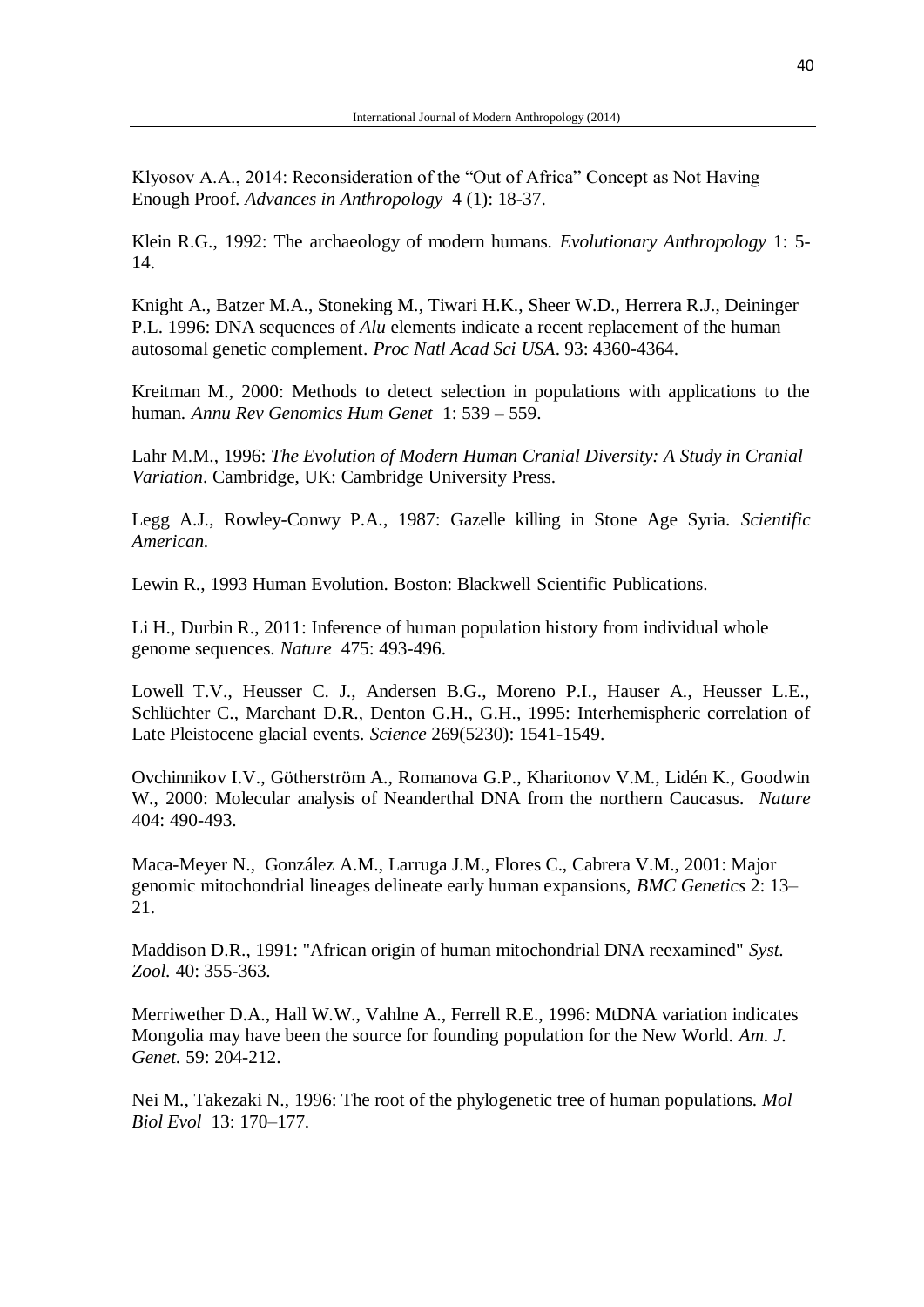Klyosov A.A., 2014: Reconsideration of the "Out of Africa" Concept as Not Having Enough Proof. *Advances in Anthropology* 4 (1): 18-37.

Klein R.G., 1992: The archaeology of modern humans. *Evolutionary Anthropology* 1: 5-14.

Knight A., Batzer M.A., Stoneking M., Tiwari H.K., Sheer W.D., Herrera R.J., Deininger P.L. 1996: DNA sequences of *Alu* elements indicate a recent replacement of the human autosomal genetic complement. *Proc Natl Acad Sci USA*. 93: 4360-4364.

Kreitman M., 2000: Methods to detect selection in populations with applications to the human. *Annu Rev Genomics Hum Genet* 1: 539 – 559.

Lahr M.M., 1996: *The Evolution of Modern Human Cranial Diversity: A Study in Cranial Variation*. Cambridge, UK: Cambridge University Press.

Legg A.J., Rowley-Conwy P.A., 1987: Gazelle killing in Stone Age Syria. *Scientific American.*

Lewin R., 1993 Human Evolution. Boston: Blackwell Scientific Publications.

Li H., Durbin R., 2011: Inference of human population history from individual whole genome sequences. *Nature* 475: 493-496.

Lowell T.V., Heusser C. J., Andersen B.G., Moreno P.I., Hauser A., Heusser L.E., Schlüchter C., Marchant D.R., Denton G.H., G.H., 1995: Interhemispheric correlation of Late Pleistocene glacial events. *Science* 269(5230): 1541-1549.

Ovchinnikov I.V., Götherström A., Romanova G.P., Kharitonov V.M., Lidén K., Goodwin W., 2000: Molecular analysis of Neanderthal DNA from the northern Caucasus. *Nature* 404: 490-493.

Maca-Meyer N., González A.M., Larruga J.M., Flores C., Cabrera V.M., 2001: Major genomic mitochondrial lineages delineate early human expansions, *BMC Genetics* 2: 13–21.

Maddison D.R., 1991: "African origin of human mitochondrial DNA reexamined" *Syst. Zool.* 40: 355-363.

Merriwether D.A., Hall W.W., Vahlne A., Ferrell R.E., 1996: MtDNA variation indicates Mongolia may have been the source for founding population for the New World. *Am. J. Genet.* 59: 204-212.

Nei M., Takezaki N., 1996: The root of the phylogenetic tree of human populations. *Mol Biol Evol* 13: 170–177.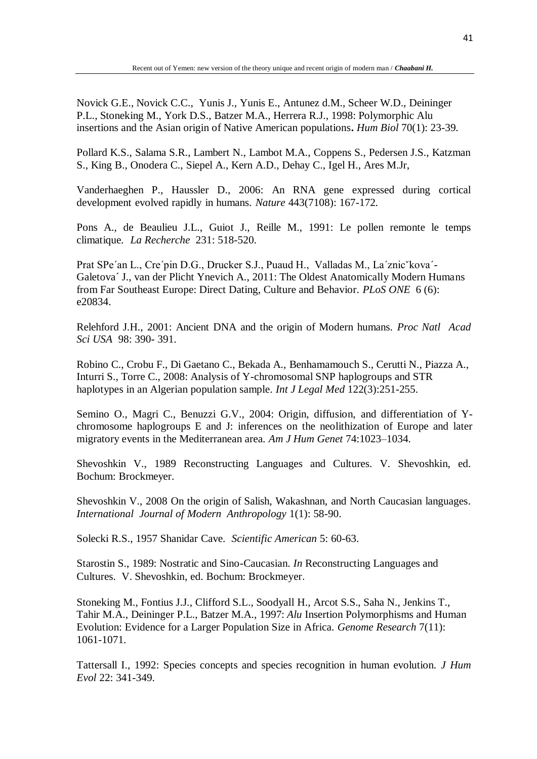Novick G.E., Novick C.C., Yunis J., Yunis E., Antunez d.M., Scheer W.D., Deininger P.L., Stoneking M., York D.S., Batzer M.A., Herrera R.J., 1998: Polymorphic Alu insertions and the Asian origin of Native American populations. *Hum Biol* 70(1): 23-39.

Pollard K.S., Salama S.R., Lambert N., Lambot M.A., Coppens S., Pedersen J.S., Katzman S., King B., Onodera C., Siepel A., Kern A.D., Dehay C., Igel H., Ares M.Jr,

Vanderhaeghen P., Haussler D., 2006: An RNA gene expressed during cortical development evolved rapidly in humans. *Nature* 443(7108): 167-172.

Pons A., de Beaulieu J.L., Guiot J., Reille M., 1991: Le pollen remonte le temps climatique. *La Recherche* 231: 518-520.

Prat SPe´an L., Cre´pin D.G., Drucker S.J., Puaud H., Valladas M., La´zničˇkova´-Galetova´ J., van der Plicht Ynevich A., 2011: The Oldest Anatomically Modern Humans from Far Southeast Europe: Direct Dating, Culture and Behavior. *PLoS ONE* 6 (6): e20834.

Relehford J.H., 2001: Ancient DNA and the origin of Modern humans. *Proc Natl Acad Sci USA* 98: 390- 391.

Robino C., Crobu F., Di Gaetano C., Bekada A., Benhamamouch S., Cerutti N., Piazza A., Inturri S., Torre C., 2008: Analysis of Y-chromosomal SNP haplogroups and STR haplotypes in an Algerian population sample. *Int J Legal Med* 122(3):251-255.

Semino O., Magri C., Benuzzi G.V., 2004: Origin, diffusion, and differentiation of Y-chromosome haplogroups E and J: inferences on the neolithization of Europe and later migratory events in the Mediterranean area. *Am J Hum Genet* 74:1023–1034.

Shevoshkin V., 1989 Reconstructing Languages and Cultures. V. Shevoshkin, ed. Bochum: Brockmeyer.

Shevoshkin V., 2008 On the origin of Salish, Wakashnan, and North Caucasian languages. *International Journal of Modern Anthropology* 1(1): 58-90.

Solecki R.S., 1957 Shanidar Cave. *Scientific American* 5: 60-63.

Starostin S., 1989: Nostratic and Sino-Caucasian. *In* Reconstructing Languages and Cultures. V. Shevoshkin, ed. Bochum: Brockmeyer.

Stoneking M., Fontius J.J., Clifford S.L., Soodyall H., Arcot S.S., Saha N., Jenkins T., Tahir M.A., Deininger P.L., Batzer M.A., 1997: *Alu* Insertion Polymorphisms and Human Evolution: Evidence for a Larger Population Size in Africa. *Genome Research* 7(11): 1061-1071.

Tattersall I., 1992: Species concepts and species recognition in human evolution. *J Hum Evol* 22: 341-349.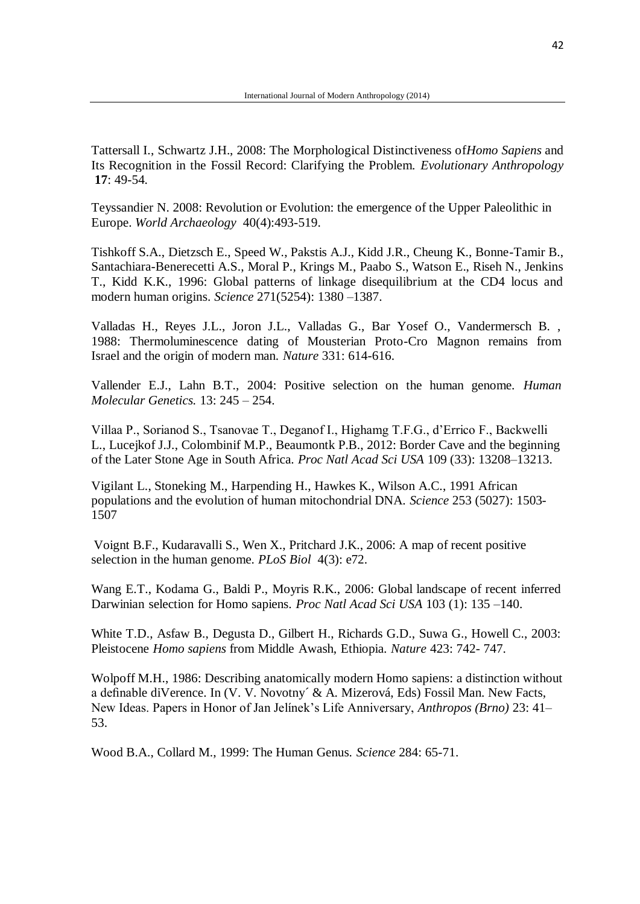Tattersall I., Schwartz J.H., 2008: The Morphological Distinctiveness of*Homo Sapiens* and Its Recognition in the Fossil Record: Clarifying the Problem. *Evolutionary Anthropology* **17**: 49-54.

Teyssandier N. 2008: Revolution or Evolution: the emergence of the Upper Paleolithic in Europe. *World Archaeology* 40(4):493-519.

Tishkoff S.A., Dietzsch E., Speed W., Pakstis A.J., Kidd J.R., Cheung K., Bonne-Tamir B., Santachiara-Benerecetti A.S., Moral P., Krings M., Paabo S., Watson E., Riseh N., Jenkins T., Kidd K.K., 1996: Global patterns of linkage disequilibrium at the CD4 locus and modern human origins. *Science* 271(5254): 1380 –1387.

Valladas H., Reyes J.L., Joron J.L., Valladas G., Bar Yosef O., Vandermersch B. , 1988: Thermoluminescence dating of Mousterian Proto-Cro Magnon remains from Israel and the origin of modern man. *Nature* 331: 614-616.

Vallender E.J., Lahn B.T., 2004: Positive selection on the human genome. *Human Molecular Genetics.* 13: 245 – 254.

Villaa P., Sorianod S., Tsanovae T., Deganof I., Highamg T.F.G., d'Errico F., Backwelli L., Lucejkof J.J., Colombinif M.P., Beaumontk P.B., 2012: Border Cave and the beginning of the Later Stone Age in South Africa. *Proc Natl Acad Sci USA* 109 (33): 13208–13213.

Vigilant L., Stoneking M., Harpending H., Hawkes K., Wilson A.C., 1991 African populations and the evolution of human mitochondrial DNA. *Science* 253 (5027): 1503-1507

Voignt B.F., Kudaravalli S., Wen X., Pritchard J.K., 2006: A map of recent positive selection in the human genome. *PLoS Biol* 4(3): e72.

Wang E.T., Kodama G., Baldi P., Moyris R.K., 2006: Global landscape of recent inferred Darwinian selection for Homo sapiens. *Proc Natl Acad Sci USA* 103 (1): 135 –140.

White T.D., Asfaw B., Degusta D., Gilbert H., Richards G.D., Suwa G., Howell C., 2003: Pleistocene *Homo sapiens* from Middle Awash, Ethiopia. *Nature* 423: 742- 747.

Wolpoff M.H., 1986: Describing anatomically modern Homo sapiens: a distinction without a definable diVerence. In (V. V. Novotny´ & A. Mizerová, Eds) Fossil Man. New Facts, New Ideas. Papers in Honor of Jan Jelínek's Life Anniversary, *Anthropos (Brno)* 23: 41–53.

Wood B.A., Collard M., 1999: The Human Genus. *Science* 284: 65-71.